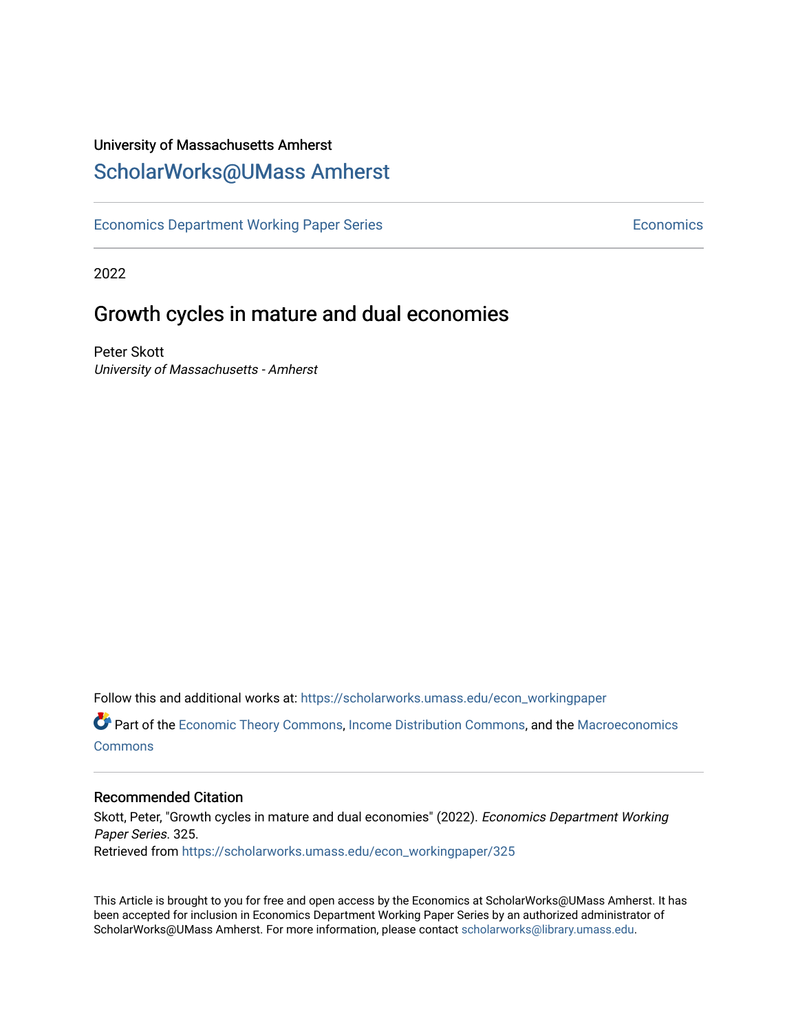University of Massachusetts Amherst

## ScholarWorks@UMass Amherst

Economics Department Working Paper Series | Economics

2022

# Growth cycles in mature and dual economies

Peter Skott
*University of Massachusetts - Amherst*

Follow this and additional works at: https://scholarworks.umass.edu/econ_workingpaper

Part of the Economic Theory Commons, Income Distribution Commons, and the Macroeconomics Commons

### Recommended Citation

Skott, Peter, "Growth cycles in mature and dual economies" (2022). *Economics Department Working Paper Series*. 325.
Retrieved from https://scholarworks.umass.edu/econ_workingpaper/325

This Article is brought to you for free and open access by the Economics at ScholarWorks@UMass Amherst. It has been accepted for inclusion in Economics Department Working Paper Series by an authorized administrator of ScholarWorks@UMass Amherst. For more information, please contact scholarworks@library.umass.edu.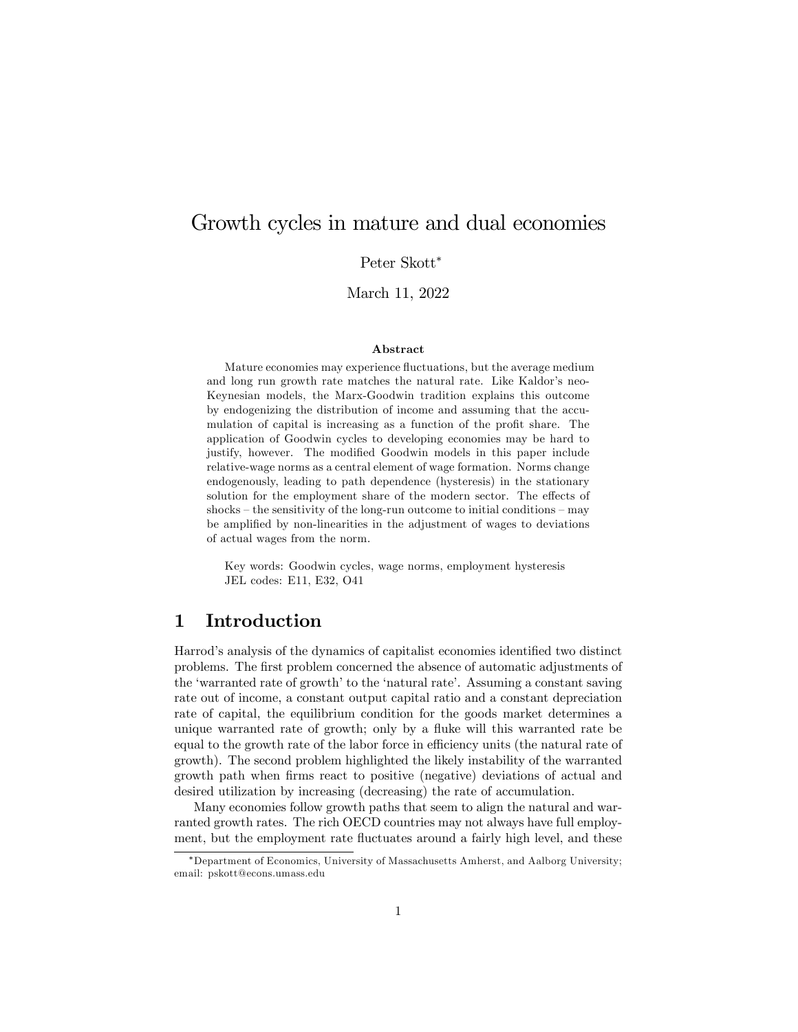# Growth cycles in mature and dual economies

Peter Skott*

March 11, 2022

### Abstract

Mature economies may experience fluctuations, but the average medium and long run growth rate matches the natural rate. Like Kaldor's neo-Keynesian models, the Marx-Goodwin tradition explains this outcome by endogenizing the distribution of income and assuming that the accumulation of capital is increasing as a function of the profit share. The application of Goodwin cycles to developing economies may be hard to justify, however. The modified Goodwin models in this paper include relative-wage norms as a central element of wage formation. Norms change endogenously, leading to path dependence (hysteresis) in the stationary solution for the employment share of the modern sector. The effects of shocks – the sensitivity of the long-run outcome to initial conditions – may be amplified by non-linearities in the adjustment of wages to deviations of actual wages from the norm.

Key words: Goodwin cycles, wage norms, employment hysteresis
JEL codes: E11, E32, O41

## 1 Introduction

Harrod's analysis of the dynamics of capitalist economies identified two distinct problems. The first problem concerned the absence of automatic adjustments of the 'warranted rate of growth' to the 'natural rate'. Assuming a constant saving rate out of income, a constant output capital ratio and a constant depreciation rate of capital, the equilibrium condition for the goods market determines a unique warranted rate of growth; only by a fluke will this warranted rate be equal to the growth rate of the labor force in efficiency units (the natural rate of growth). The second problem highlighted the likely instability of the warranted growth path when firms react to positive (negative) deviations of actual and desired utilization by increasing (decreasing) the rate of accumulation.

Many economies follow growth paths that seem to align the natural and warranted growth rates. The rich OECD countries may not always have full employment, but the employment rate fluctuates around a fairly high level, and these

---

*Department of Economics, University of Massachusetts Amherst, and Aalborg University; email: pskott@econs.umass.edu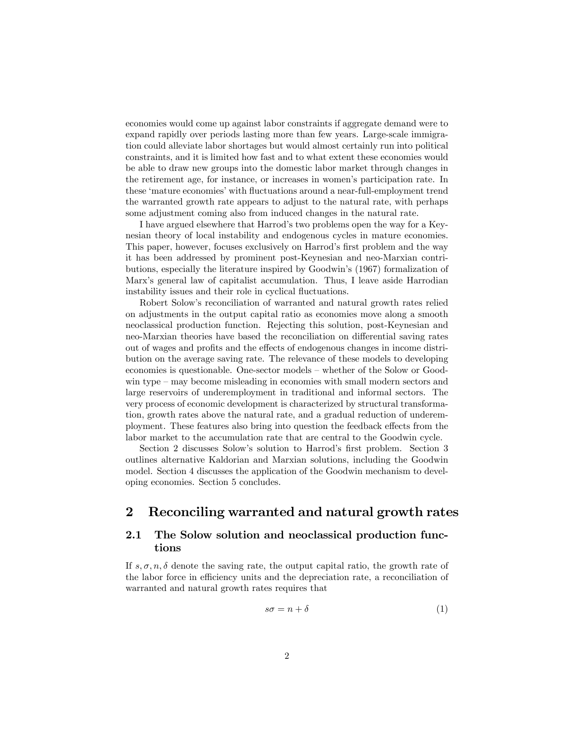economies would come up against labor constraints if aggregate demand were to expand rapidly over periods lasting more than few years. Large-scale immigration could alleviate labor shortages but would almost certainly run into political constraints, and it is limited how fast and to what extent these economies would be able to draw new groups into the domestic labor market through changes in the retirement age, for instance, or increases in women's participation rate. In these 'mature economies' with fluctuations around a near-full-employment trend the warranted growth rate appears to adjust to the natural rate, with perhaps some adjustment coming also from induced changes in the natural rate.

I have argued elsewhere that Harrod's two problems open the way for a Keynesian theory of local instability and endogenous cycles in mature economies. This paper, however, focuses exclusively on Harrod's first problem and the way it has been addressed by prominent post-Keynesian and neo-Marxian contributions, especially the literature inspired by Goodwin's (1967) formalization of Marx's general law of capitalist accumulation. Thus, I leave aside Harrodian instability issues and their role in cyclical fluctuations.

Robert Solow's reconciliation of warranted and natural growth rates relied on adjustments in the output capital ratio as economies move along a smooth neoclassical production function. Rejecting this solution, post-Keynesian and neo-Marxian theories have based the reconciliation on differential saving rates out of wages and profits and the effects of endogenous changes in income distribution on the average saving rate. The relevance of these models to developing economies is questionable. One-sector models – whether of the Solow or Goodwin type – may become misleading in economies with small modern sectors and large reservoirs of underemployment in traditional and informal sectors. The very process of economic development is characterized by structural transformation, growth rates above the natural rate, and a gradual reduction of underemployment. These features also bring into question the feedback effects from the labor market to the accumulation rate that are central to the Goodwin cycle.

Section 2 discusses Solow's solution to Harrod's first problem. Section 3 outlines alternative Kaldorian and Marxian solutions, including the Goodwin model. Section 4 discusses the application of the Goodwin mechanism to developing economies. Section 5 concludes.

## 2 Reconciling warranted and natural growth rates

### 2.1 The Solow solution and neoclassical production functions

If $s, \sigma, n, \delta$ denote the saving rate, the output capital ratio, the growth rate of the labor force in efficiency units and the depreciation rate, a reconciliation of warranted and natural growth rates requires that

$$s\sigma = n + \delta \tag{1}$$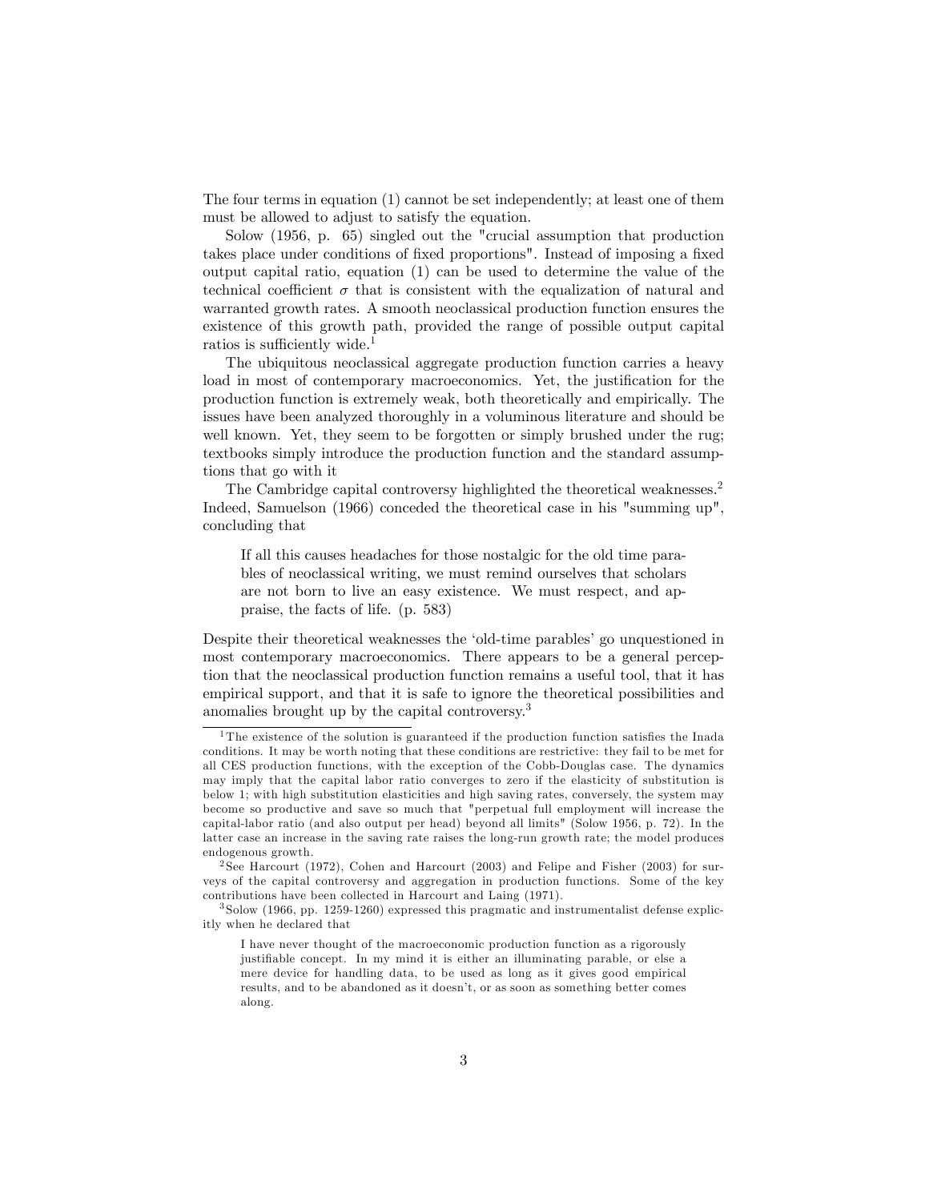The four terms in equation (1) cannot be set independently; at least one of them must be allowed to adjust to satisfy the equation.

Solow (1956, p. 65) singled out the "crucial assumption that production takes place under conditions of fixed proportions". Instead of imposing a fixed output capital ratio, equation (1) can be used to determine the value of the technical coefficient $\sigma$ that is consistent with the equalization of natural and warranted growth rates. A smooth neoclassical production function ensures the existence of this growth path, provided the range of possible output capital ratios is sufficiently wide.[1]

The ubiquitous neoclassical aggregate production function carries a heavy load in most of contemporary macroeconomics. Yet, the justification for the production function is extremely weak, both theoretically and empirically. The issues have been analyzed thoroughly in a voluminous literature and should be well known. Yet, they seem to be forgotten or simply brushed under the rug; textbooks simply introduce the production function and the standard assumptions that go with it

The Cambridge capital controversy highlighted the theoretical weaknesses.[2] Indeed, Samuelson (1966) conceded the theoretical case in his "summing up", concluding that

> If all this causes headaches for those nostalgic for the old time parables of neoclassical writing, we must remind ourselves that scholars are not born to live an easy existence. We must respect, and appraise, the facts of life. (p. 583)

Despite their theoretical weaknesses the 'old-time parables' go unquestioned in most contemporary macroeconomics. There appears to be a general perception that the neoclassical production function remains a useful tool, that it has empirical support, and that it is safe to ignore the theoretical possibilities and anomalies brought up by the capital controversy.[3]

---

[1] The existence of the solution is guaranteed if the production function satisfies the Inada conditions. It may be worth noting that these conditions are restrictive: they fail to be met for all CES production functions, with the exception of the Cobb-Douglas case. The dynamics may imply that the capital labor ratio converges to zero if the elasticity of substitution is below 1; with high substitution elasticities and high saving rates, conversely, the system may become so productive and save so much that "perpetual full employment will increase the capital-labor ratio (and also output per head) beyond all limits" (Solow 1956, p. 72). In the latter case an increase in the saving rate raises the long-run growth rate; the model produces endogenous growth.

[2] See Harcourt (1972), Cohen and Harcourt (2003) and Felipe and Fisher (2003) for surveys of the capital controversy and aggregation in production functions. Some of the key contributions have been collected in Harcourt and Laing (1971).

[3] Solow (1966, pp. 1259-1260) expressed this pragmatic and instrumentalist defense explicitly when he declared that

> I have never thought of the macroeconomic production function as a rigorously justifiable concept. In my mind it is either an illuminating parable, or else a mere device for handling data, to be used as long as it gives good empirical results, and to be abandoned as it doesn't, or as soon as something better comes along.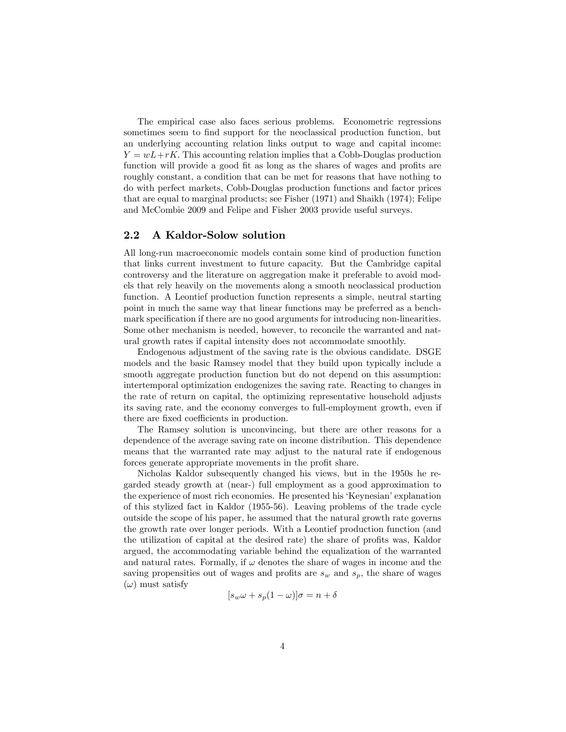The empirical case also faces serious problems. Econometric regressions sometimes seem to find support for the neoclassical production function, but an underlying accounting relation links output to wage and capital income: $Y = wL + rK$. This accounting relation implies that a Cobb-Douglas production function will provide a good fit as long as the shares of wages and profits are roughly constant, a condition that can be met for reasons that have nothing to do with perfect markets, Cobb-Douglas production functions and factor prices that are equal to marginal products; see Fisher (1971) and Shaikh (1974); Felipe and McCombie 2009 and Felipe and Fisher 2003 provide useful surveys.

## 2.2 A Kaldor-Solow solution

All long-run macroeconomic models contain some kind of production function that links current investment to future capacity. But the Cambridge capital controversy and the literature on aggregation make it preferable to avoid models that rely heavily on the movements along a smooth neoclassical production function. A Leontief production function represents a simple, neutral starting point in much the same way that linear functions may be preferred as a benchmark specification if there are no good arguments for introducing non-linearities. Some other mechanism is needed, however, to reconcile the warranted and natural growth rates if capital intensity does not accommodate smoothly.

Endogenous adjustment of the saving rate is the obvious candidate. DSGE models and the basic Ramsey model that they build upon typically include a smooth aggregate production function but do not depend on this assumption: intertemporal optimization endogenizes the saving rate. Reacting to changes in the rate of return on capital, the optimizing representative household adjusts its saving rate, and the economy converges to full-employment growth, even if there are fixed coefficients in production.

The Ramsey solution is unconvincing, but there are other reasons for a dependence of the average saving rate on income distribution. This dependence means that the warranted rate may adjust to the natural rate if endogenous forces generate appropriate movements in the profit share.

Nicholas Kaldor subsequently changed his views, but in the 1950s he regarded steady growth at (near-) full employment as a good approximation to the experience of most rich economies. He presented his 'Keynesian' explanation of this stylized fact in Kaldor (1955-56). Leaving problems of the trade cycle outside the scope of his paper, he assumed that the natural growth rate governs the growth rate over longer periods. With a Leontief production function (and the utilization of capital at the desired rate) the share of profits was, Kaldor argued, the accommodating variable behind the equalization of the warranted and natural rates. Formally, if $\omega$ denotes the share of wages in income and the saving propensities out of wages and profits are $s_w$ and $s_p$, the share of wages ($\omega$) must satisfy

$$[s_w\omega + s_p(1-\omega)]\sigma = n + \delta$$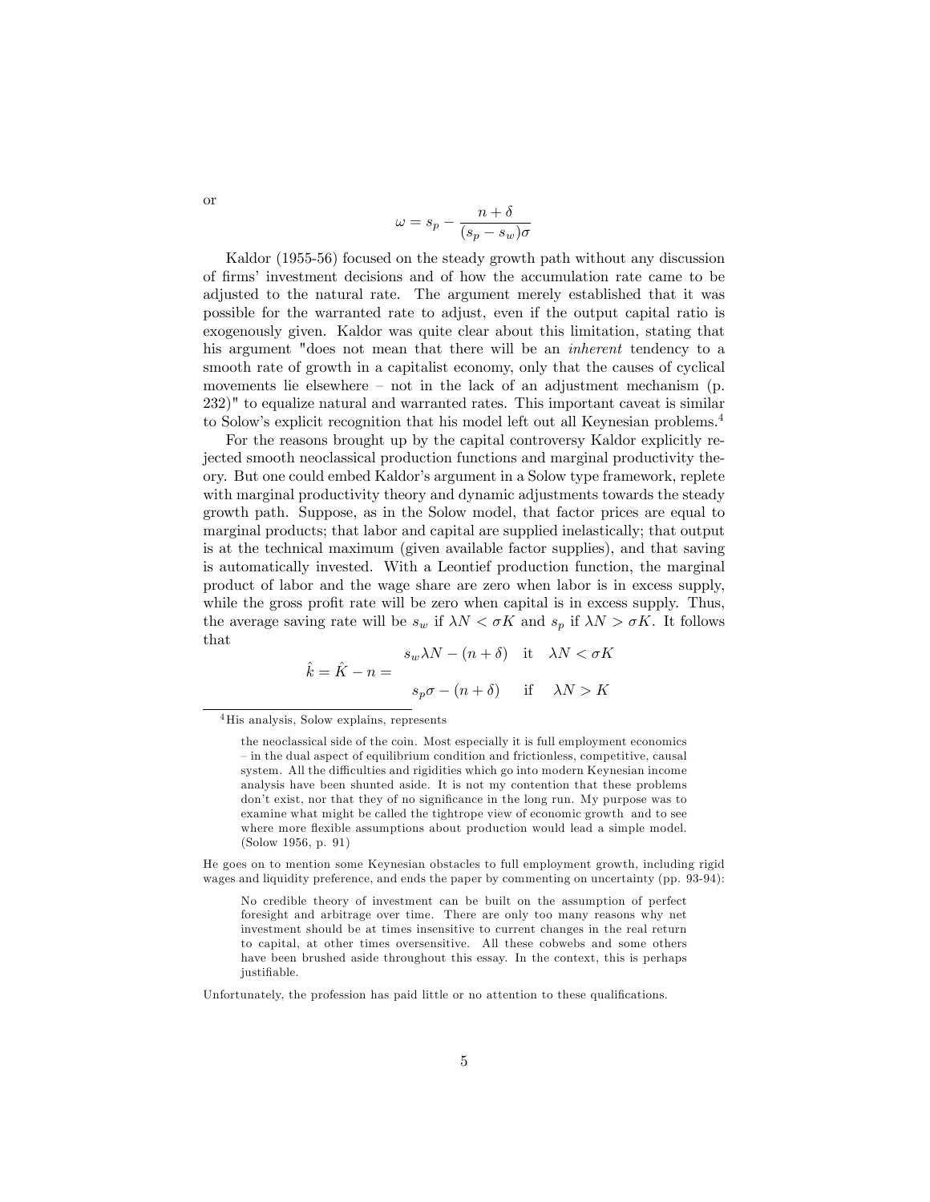or

$$\omega = s_p - \frac{n+\delta}{(s_p - s_w)\sigma}$$

Kaldor (1955-56) focused on the steady growth path without any discussion of firms' investment decisions and of how the accumulation rate came to be adjusted to the natural rate. The argument merely established that it was possible for the warranted rate to adjust, even if the output capital ratio is exogenously given. Kaldor was quite clear about this limitation, stating that his argument "does not mean that there will be an *inherent* tendency to a smooth rate of growth in a capitalist economy, only that the causes of cyclical movements lie elsewhere – not in the lack of an adjustment mechanism (p. 232)" to equalize natural and warranted rates. This important caveat is similar to Solow's explicit recognition that his model left out all Keynesian problems.[4]

For the reasons brought up by the capital controversy Kaldor explicitly rejected smooth neoclassical production functions and marginal productivity theory. But one could embed Kaldor's argument in a Solow type framework, replete with marginal productivity theory and dynamic adjustments towards the steady growth path. Suppose, as in the Solow model, that factor prices are equal to marginal products; that labor and capital are supplied inelastically; that output is at the technical maximum (given available factor supplies), and that saving is automatically invested. With a Leontief production function, the marginal product of labor and the wage share are zero when labor is in excess supply, while the gross profit rate will be zero when capital is in excess supply. Thus, the average saving rate will be $s_w$ if $\lambda N < \sigma K$ and $s_p$ if $\lambda N > \sigma K$. It follows that

$$\hat{k} = \hat{K} - n = \begin{matrix} s_w \lambda N - (n+\delta) & \text{it} & \lambda N < \sigma K \\ s_p \sigma - (n+\delta) & \text{if} & \lambda N > K \end{matrix}$$

---

[4] His analysis, Solow explains, represents

> the neoclassical side of the coin. Most especially it is full employment economics – in the dual aspect of equilibrium condition and frictionless, competitive, causal system. All the difficulties and rigidities which go into modern Keynesian income analysis have been shunted aside. It is not my contention that these problems don't exist, nor that they of no significance in the long run. My purpose was to examine what might be called the tightrope view of economic growth and to see where more flexible assumptions about production would lead a simple model. (Solow 1956, p. 91)

He goes on to mention some Keynesian obstacles to full employment growth, including rigid wages and liquidity preference, and ends the paper by commenting on uncertainty (pp. 93-94):

> No credible theory of investment can be built on the assumption of perfect foresight and arbitrage over time. There are only too many reasons why net investment should be at times insensitive to current changes in the real return to capital, at other times oversensitive. All these cobwebs and some others have been brushed aside throughout this essay. In the context, this is perhaps justifiable.

Unfortunately, the profession has paid little or no attention to these qualifications.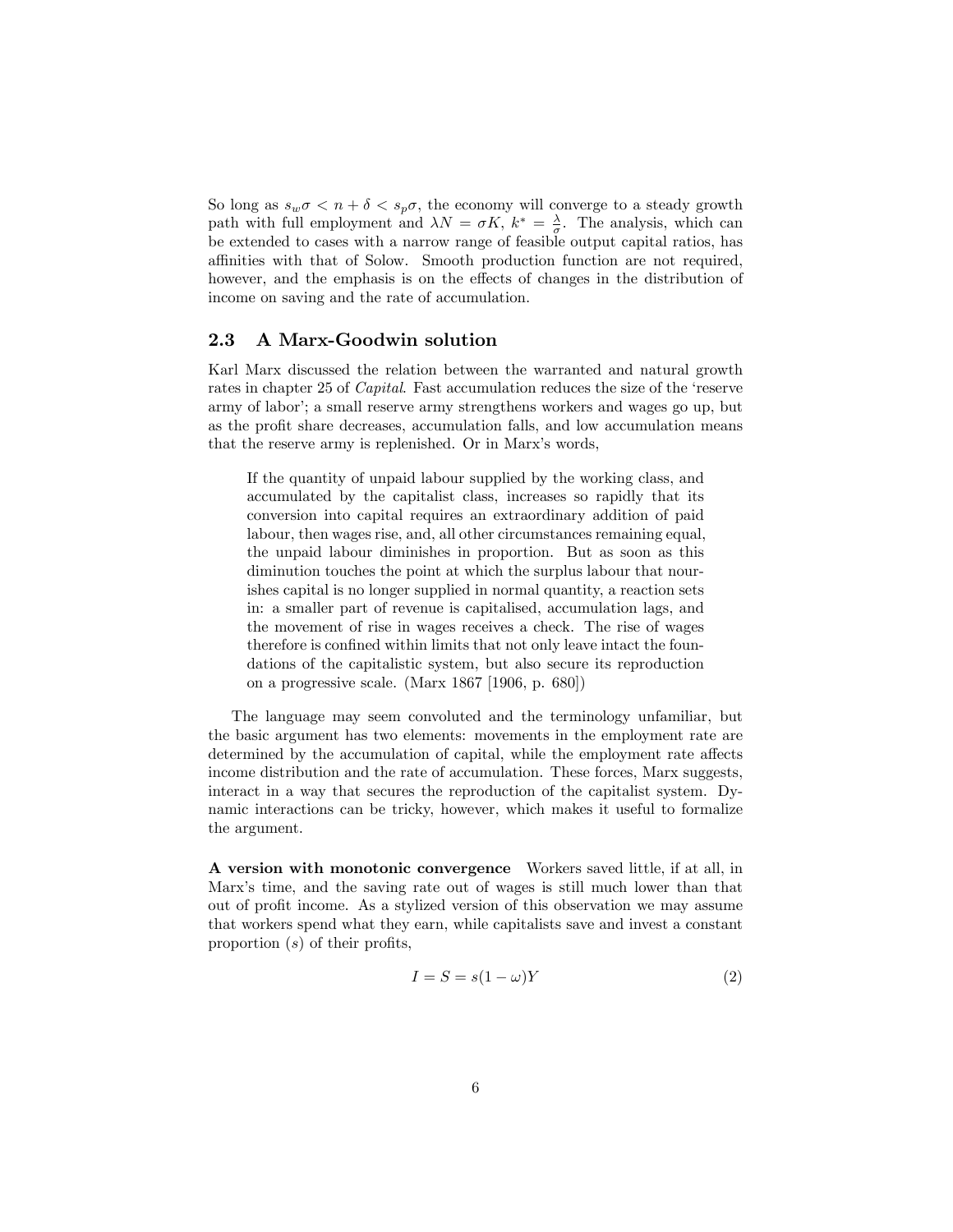So long as $s_w\sigma < n + \delta < s_p\sigma$, the economy will converge to a steady growth path with full employment and $\lambda N = \sigma K$, $k^* = \frac{\lambda}{\sigma}$. The analysis, which can be extended to cases with a narrow range of feasible output capital ratios, has affinities with that of Solow. Smooth production function are not required, however, and the emphasis is on the effects of changes in the distribution of income on saving and the rate of accumulation.

## 2.3 A Marx-Goodwin solution

Karl Marx discussed the relation between the warranted and natural growth rates in chapter 25 of *Capital*. Fast accumulation reduces the size of the 'reserve army of labor'; a small reserve army strengthens workers and wages go up, but as the profit share decreases, accumulation falls, and low accumulation means that the reserve army is replenished. Or in Marx's words,

> If the quantity of unpaid labour supplied by the working class, and accumulated by the capitalist class, increases so rapidly that its conversion into capital requires an extraordinary addition of paid labour, then wages rise, and, all other circumstances remaining equal, the unpaid labour diminishes in proportion. But as soon as this diminution touches the point at which the surplus labour that nourishes capital is no longer supplied in normal quantity, a reaction sets in: a smaller part of revenue is capitalised, accumulation lags, and the movement of rise in wages receives a check. The rise of wages therefore is confined within limits that not only leave intact the foundations of the capitalistic system, but also secure its reproduction on a progressive scale. (Marx 1867 [1906, p. 680])

The language may seem convoluted and the terminology unfamiliar, but the basic argument has two elements: movements in the employment rate are determined by the accumulation of capital, while the employment rate affects income distribution and the rate of accumulation. These forces, Marx suggests, interact in a way that secures the reproduction of the capitalist system. Dynamic interactions can be tricky, however, which makes it useful to formalize the argument.

**A version with monotonic convergence** Workers saved little, if at all, in Marx's time, and the saving rate out of wages is still much lower than that out of profit income. As a stylized version of this observation we may assume that workers spend what they earn, while capitalists save and invest a constant proportion ($s$) of their profits,

$$I = S = s(1 - \omega)Y \tag{2}$$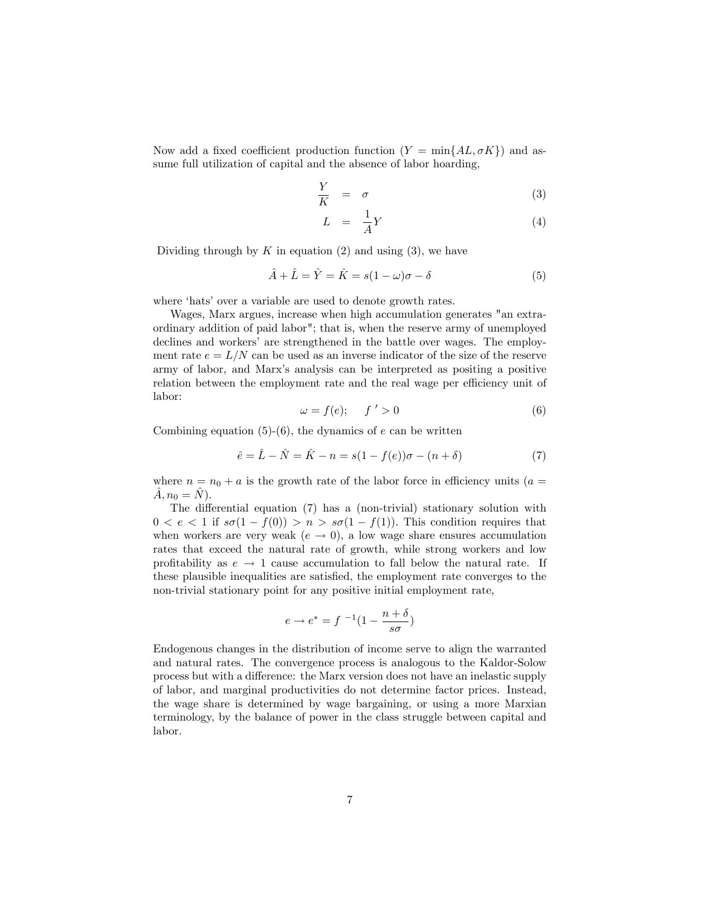Now add a fixed coefficient production function ($Y = \min\{AL, \sigma K\}$) and assume full utilization of capital and the absence of labor hoarding,

$$\frac{Y}{K} = \sigma \tag{3}$$

$$L = \frac{1}{A}Y \tag{4}$$

Dividing through by $K$ in equation (2) and using (3), we have

$$\hat{A} + \hat{L} = \hat{Y} = \hat{K} = s(1-\omega)\sigma - \delta \tag{5}$$

where 'hats' over a variable are used to denote growth rates.

Wages, Marx argues, increase when high accumulation generates "an extraordinary addition of paid labor"; that is, when the reserve army of unemployed declines and workers' are strengthened in the battle over wages. The employment rate $e = L/N$ can be used as an inverse indicator of the size of the reserve army of labor, and Marx's analysis can be interpreted as positing a positive relation between the employment rate and the real wage per efficiency unit of labor:

$$\omega = f(e); \quad f' > 0 \tag{6}$$

Combining equation (5)-(6), the dynamics of $e$ can be written

$$\hat{e} = \hat{L} - \hat{N} = \hat{K} - n = s(1 - f(e))\sigma - (n + \delta) \tag{7}$$

where $n = n_0 + a$ is the growth rate of the labor force in efficiency units ($a = \hat{A}, n_0 = \hat{N}$).

The differential equation (7) has a (non-trivial) stationary solution with $0 < e < 1$ if $s\sigma(1 - f(0)) > n > s\sigma(1 - f(1))$. This condition requires that when workers are very weak ($e \to 0$), a low wage share ensures accumulation rates that exceed the natural rate of growth, while strong workers and low profitability as $e \to 1$ cause accumulation to fall below the natural rate. If these plausible inequalities are satisfied, the employment rate converges to the non-trivial stationary point for any positive initial employment rate,

$$e \to e^* = f^{-1}\left(1 - \frac{n + \delta}{s\sigma}\right)$$

Endogenous changes in the distribution of income serve to align the warranted and natural rates. The convergence process is analogous to the Kaldor-Solow process but with a difference: the Marx version does not have an inelastic supply of labor, and marginal productivities do not determine factor prices. Instead, the wage share is determined by wage bargaining, or using a more Marxian terminology, by the balance of power in the class struggle between capital and labor.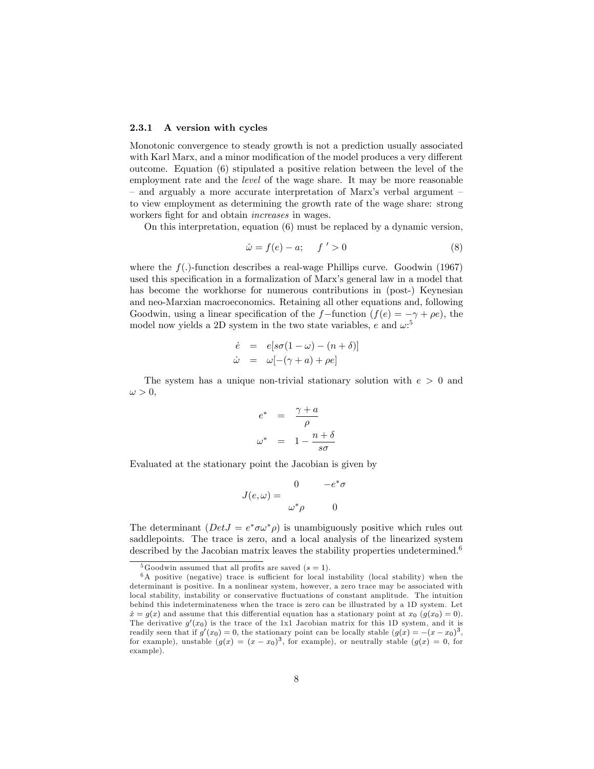#### 2.3.1 A version with cycles

Monotonic convergence to steady growth is not a prediction usually associated with Karl Marx, and a minor modification of the model produces a very different outcome. Equation (6) stipulated a positive relation between the level of the employment rate and the *level* of the wage share. It may be more reasonable – and arguably a more accurate interpretation of Marx's verbal argument – to view employment as determining the growth rate of the wage share: strong workers fight for and obtain *increases* in wages.

On this interpretation, equation (6) must be replaced by a dynamic version,

$$\hat{\omega} = f(e) - a; \quad f' > 0 \tag{8}$$

where the $f(.)$-function describes a real-wage Phillips curve. Goodwin (1967) used this specification in a formalization of Marx's general law in a model that has become the workhorse for numerous contributions in (post-) Keynesian and neo-Marxian macroeconomics. Retaining all other equations and, following Goodwin, using a linear specification of the $f$−function ($f(e) = -\gamma + \rho e$), the model now yields a 2D system in the two state variables, $e$ and $\omega$:[5]

$$\begin{aligned}
\dot{e} &= e[s\sigma(1-\omega) - (n+\delta)] \\
\dot{\omega} &= \omega[-(\gamma + a) + \rho e]
\end{aligned}$$

The system has a unique non-trivial stationary solution with $e > 0$ and $\omega > 0$,

$$\begin{aligned}
e^* &= \frac{\gamma + a}{\rho} \\
\omega^* &= 1 - \frac{n+\delta}{s\sigma}
\end{aligned}$$

Evaluated at the stationary point the Jacobian is given by

$$J(e,\omega) = \begin{matrix} 0 & -e^*\sigma \\ \omega^*\rho & 0 \end{matrix}$$

The determinant ($DetJ = e^*\sigma\omega^*\rho$) is unambiguously positive which rules out saddlepoints. The trace is zero, and a local analysis of the linearized system described by the Jacobian matrix leaves the stability properties undetermined.[6]

---

[5] Goodwin assumed that all profits are saved ($s = 1$).

[6] A positive (negative) trace is sufficient for local instability (local stability) when the determinant is positive. In a nonlinear system, however, a zero trace may be associated with local stability, instability or conservative fluctuations of constant amplitude. The intuition behind this indeterminateness when the trace is zero can be illustrated by a 1D system. Let $\dot{x} = g(x)$ and assume that this differential equation has a stationary point at $x_0$ ($g(x_0) = 0$). The derivative $g'(x_0)$ is the trace of the 1x1 Jacobian matrix for this 1D system, and it is readily seen that if $g'(x_0) = 0$, the stationary point can be locally stable ($g(x) = -(x - x_0)^3$, for example), unstable ($g(x) = (x - x_0)^3$, for example), or neutrally stable ($g(x) = 0$, for example).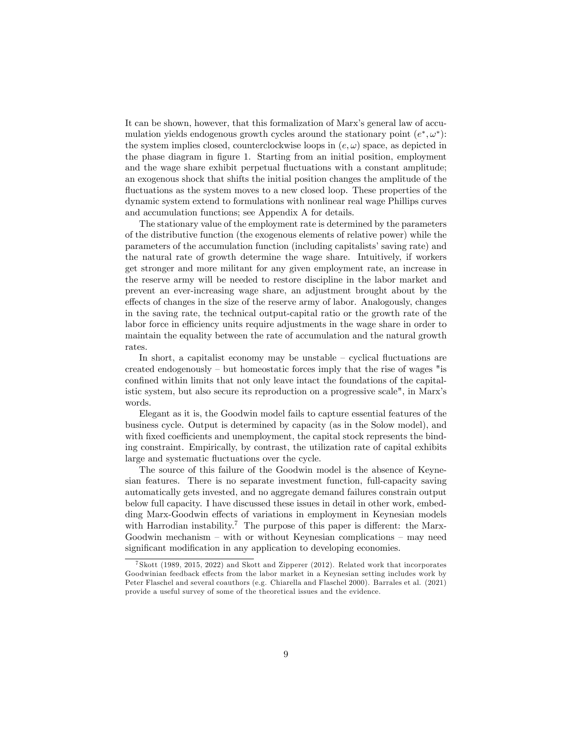It can be shown, however, that this formalization of Marx's general law of accumulation yields endogenous growth cycles around the stationary point $(e^*, \omega^*)$: the system implies closed, counterclockwise loops in $(e, \omega)$ space, as depicted in the phase diagram in figure 1. Starting from an initial position, employment and the wage share exhibit perpetual fluctuations with a constant amplitude; an exogenous shock that shifts the initial position changes the amplitude of the fluctuations as the system moves to a new closed loop. These properties of the dynamic system extend to formulations with nonlinear real wage Phillips curves and accumulation functions; see Appendix A for details.

The stationary value of the employment rate is determined by the parameters of the distributive function (the exogenous elements of relative power) while the parameters of the accumulation function (including capitalists' saving rate) and the natural rate of growth determine the wage share. Intuitively, if workers get stronger and more militant for any given employment rate, an increase in the reserve army will be needed to restore discipline in the labor market and prevent an ever-increasing wage share, an adjustment brought about by the effects of changes in the size of the reserve army of labor. Analogously, changes in the saving rate, the technical output-capital ratio or the growth rate of the labor force in efficiency units require adjustments in the wage share in order to maintain the equality between the rate of accumulation and the natural growth rates.

In short, a capitalist economy may be unstable – cyclical fluctuations are created endogenously – but homeostatic forces imply that the rise of wages "is confined within limits that not only leave intact the foundations of the capitalistic system, but also secure its reproduction on a progressive scale", in Marx's words.

Elegant as it is, the Goodwin model fails to capture essential features of the business cycle. Output is determined by capacity (as in the Solow model), and with fixed coefficients and unemployment, the capital stock represents the binding constraint. Empirically, by contrast, the utilization rate of capital exhibits large and systematic fluctuations over the cycle.

The source of this failure of the Goodwin model is the absence of Keynesian features. There is no separate investment function, full-capacity saving automatically gets invested, and no aggregate demand failures constrain output below full capacity. I have discussed these issues in detail in other work, embedding Marx-Goodwin effects of variations in employment in Keynesian models with Harrodian instability.[7] The purpose of this paper is different: the Marx-Goodwin mechanism – with or without Keynesian complications – may need significant modification in any application to developing economies.

[7] Skott (1989, 2015, 2022) and Skott and Zipperer (2012). Related work that incorporates Goodwinian feedback effects from the labor market in a Keynesian setting includes work by Peter Flaschel and several coauthors (e.g. Chiarella and Flaschel 2000). Barrales et al. (2021) provide a useful survey of some of the theoretical issues and the evidence.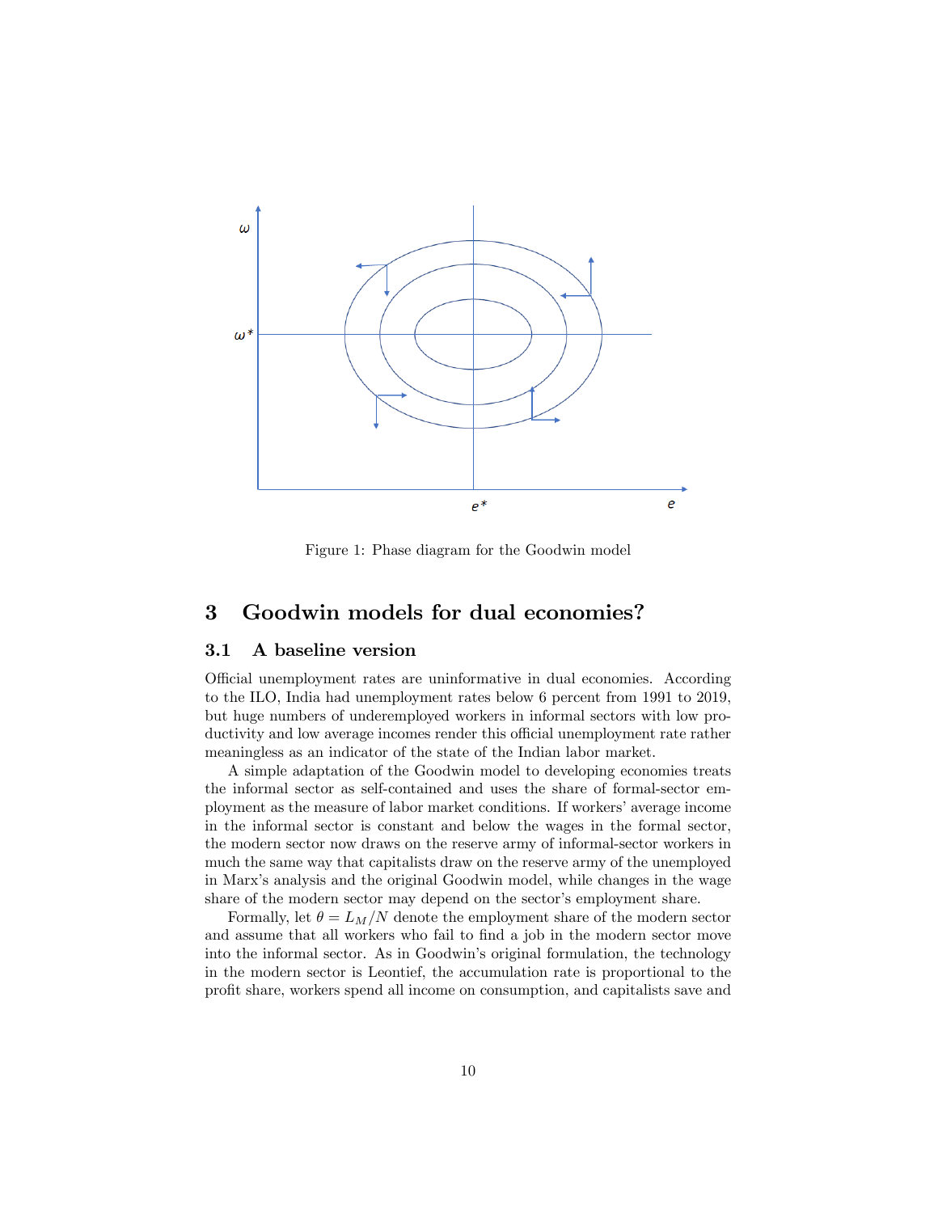Figure 1: Phase diagram for the Goodwin model

## 3 Goodwin models for dual economies?

### 3.1 A baseline version

Official unemployment rates are uninformative in dual economies. According to the ILO, India had unemployment rates below 6 percent from 1991 to 2019, but huge numbers of underemployed workers in informal sectors with low productivity and low average incomes render this official unemployment rate rather meaningless as an indicator of the state of the Indian labor market.

A simple adaptation of the Goodwin model to developing economies treats the informal sector as self-contained and uses the share of formal-sector employment as the measure of labor market conditions. If workers' average income in the informal sector is constant and below the wages in the formal sector, the modern sector now draws on the reserve army of informal-sector workers in much the same way that capitalists draw on the reserve army of the unemployed in Marx's analysis and the original Goodwin model, while changes in the wage share of the modern sector may depend on the sector's employment share.

Formally, let $\theta = L_M/N$ denote the employment share of the modern sector and assume that all workers who fail to find a job in the modern sector move into the informal sector. As in Goodwin's original formulation, the technology in the modern sector is Leontief, the accumulation rate is proportional to the profit share, workers spend all income on consumption, and capitalists save and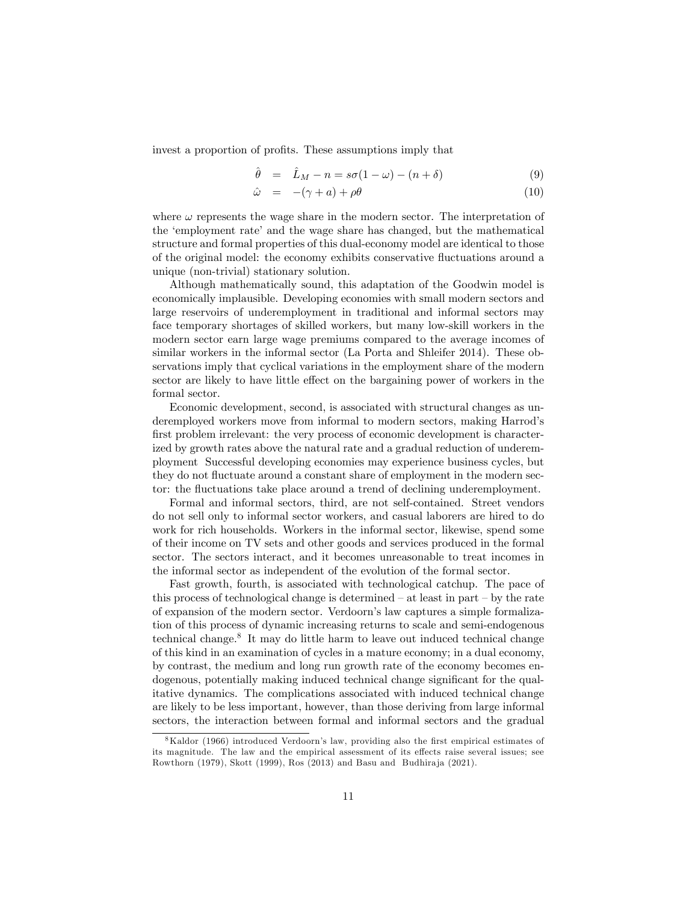invest a proportion of profits. These assumptions imply that

$$\hat{\theta} = \hat{L}_M - n = s\sigma(1-\omega) - (n+\delta) \tag{9}$$

$$\hat{\omega} = -(\gamma + a) + \rho\theta \tag{10}$$

where $\omega$ represents the wage share in the modern sector. The interpretation of the 'employment rate' and the wage share has changed, but the mathematical structure and formal properties of this dual-economy model are identical to those of the original model: the economy exhibits conservative fluctuations around a unique (non-trivial) stationary solution.

Although mathematically sound, this adaptation of the Goodwin model is economically implausible. Developing economies with small modern sectors and large reservoirs of underemployment in traditional and informal sectors may face temporary shortages of skilled workers, but many low-skill workers in the modern sector earn large wage premiums compared to the average incomes of similar workers in the informal sector (La Porta and Shleifer 2014). These observations imply that cyclical variations in the employment share of the modern sector are likely to have little effect on the bargaining power of workers in the formal sector.

Economic development, second, is associated with structural changes as underemployed workers move from informal to modern sectors, making Harrod's first problem irrelevant: the very process of economic development is characterized by growth rates above the natural rate and a gradual reduction of underemployment Successful developing economies may experience business cycles, but they do not fluctuate around a constant share of employment in the modern sector: the fluctuations take place around a trend of declining underemployment.

Formal and informal sectors, third, are not self-contained. Street vendors do not sell only to informal sector workers, and casual laborers are hired to do work for rich households. Workers in the informal sector, likewise, spend some of their income on TV sets and other goods and services produced in the formal sector. The sectors interact, and it becomes unreasonable to treat incomes in the informal sector as independent of the evolution of the formal sector.

Fast growth, fourth, is associated with technological catchup. The pace of this process of technological change is determined – at least in part – by the rate of expansion of the modern sector. Verdoorn's law captures a simple formalization of this process of dynamic increasing returns to scale and semi-endogenous technical change.[8] It may do little harm to leave out induced technical change of this kind in an examination of cycles in a mature economy; in a dual economy, by contrast, the medium and long run growth rate of the economy becomes endogenous, potentially making induced technical change significant for the qualitative dynamics. The complications associated with induced technical change are likely to be less important, however, than those deriving from large informal sectors, the interaction between formal and informal sectors and the gradual

[8] Kaldor (1966) introduced Verdoorn's law, providing also the first empirical estimates of its magnitude. The law and the empirical assessment of its effects raise several issues; see Rowthorn (1979), Skott (1999), Ros (2013) and Basu and Budhiraja (2021).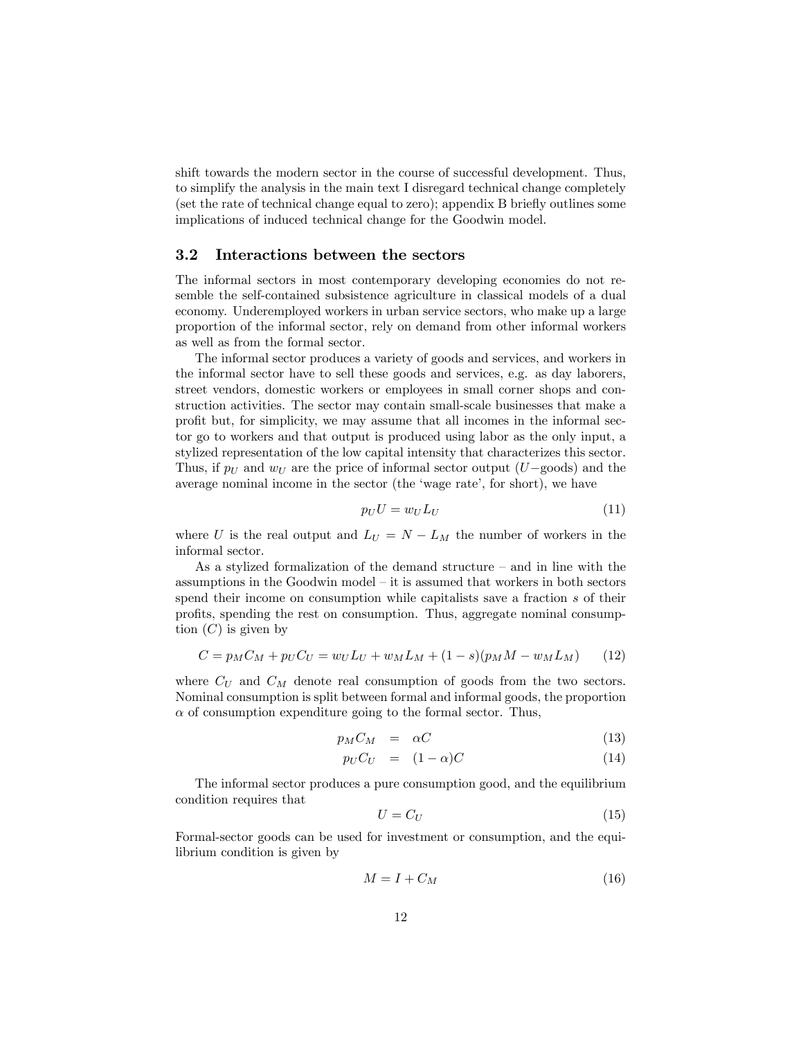shift towards the modern sector in the course of successful development. Thus, to simplify the analysis in the main text I disregard technical change completely (set the rate of technical change equal to zero); appendix B briefly outlines some implications of induced technical change for the Goodwin model.

### 3.2 Interactions between the sectors

The informal sectors in most contemporary developing economies do not resemble the self-contained subsistence agriculture in classical models of a dual economy. Underemployed workers in urban service sectors, who make up a large proportion of the informal sector, rely on demand from other informal workers as well as from the formal sector.

The informal sector produces a variety of goods and services, and workers in the informal sector have to sell these goods and services, e.g. as day laborers, street vendors, domestic workers or employees in small corner shops and construction activities. The sector may contain small-scale businesses that make a profit but, for simplicity, we may assume that all incomes in the informal sector go to workers and that output is produced using labor as the only input, a stylized representation of the low capital intensity that characterizes this sector. Thus, if $p_U$ and $w_U$ are the price of informal sector output ($U-$goods) and the average nominal income in the sector (the 'wage rate', for short), we have

$$p_U U = w_U L_U \tag{11}$$

where $U$ is the real output and $L_U = N - L_M$ the number of workers in the informal sector.

As a stylized formalization of the demand structure – and in line with the assumptions in the Goodwin model – it is assumed that workers in both sectors spend their income on consumption while capitalists save a fraction $s$ of their profits, spending the rest on consumption. Thus, aggregate nominal consumption ($C$) is given by

$$C = p_M C_M + p_U C_U = w_U L_U + w_M L_M + (1-s)(p_M M - w_M L_M) \tag{12}$$

where $C_U$ and $C_M$ denote real consumption of goods from the two sectors. Nominal consumption is split between formal and informal goods, the proportion $\alpha$ of consumption expenditure going to the formal sector. Thus,

$$p_M C_M = \alpha C \tag{13}$$

$$p_U C_U = (1-\alpha) C \tag{14}$$

The informal sector produces a pure consumption good, and the equilibrium condition requires that

$$U = C_U \tag{15}$$

Formal-sector goods can be used for investment or consumption, and the equilibrium condition is given by

$$M = I + C_M \tag{16}$$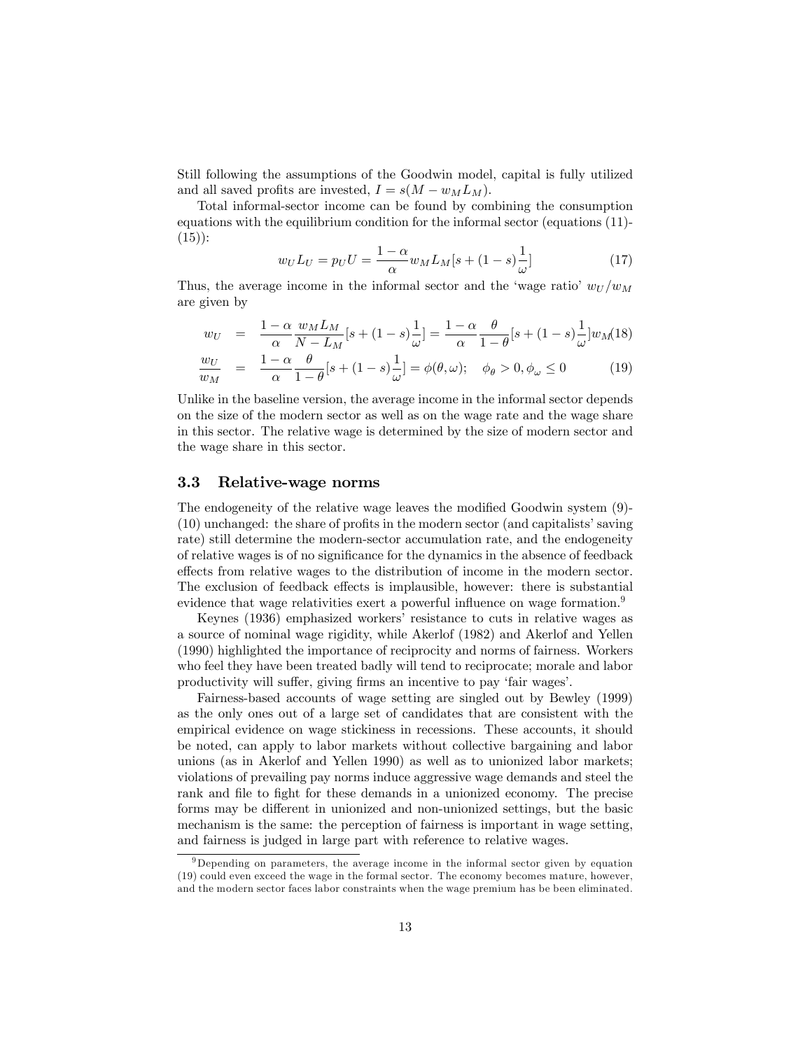Still following the assumptions of the Goodwin model, capital is fully utilized and all saved profits are invested, $I = s(M - w_M L_M)$.

Total informal-sector income can be found by combining the consumption equations with the equilibrium condition for the informal sector (equations (11)-(15)):

$$w_U L_U = p_U U = \frac{1-\alpha}{\alpha} w_M L_M [s + (1-s)\frac{1}{\omega}] \tag{17}$$

Thus, the average income in the informal sector and the 'wage ratio' $w_U/w_M$ are given by

$$w_U = \frac{1-\alpha}{\alpha}\frac{w_M L_M}{N - L_M}[s + (1-s)\frac{1}{\omega}] = \frac{1-\alpha}{\alpha}\frac{\theta}{1-\theta}[s + (1-s)\frac{1}{\omega}]w_M \tag{18}$$

$$\frac{w_U}{w_M} = \frac{1-\alpha}{\alpha}\frac{\theta}{1-\theta}[s + (1-s)\frac{1}{\omega}] = \phi(\theta, \omega); \quad \phi_\theta > 0, \phi_\omega \leq 0 \tag{19}$$

Unlike in the baseline version, the average income in the informal sector depends on the size of the modern sector as well as on the wage rate and the wage share in this sector. The relative wage is determined by the size of modern sector and the wage share in this sector.

### 3.3 Relative-wage norms

The endogeneity of the relative wage leaves the modified Goodwin system (9)-(10) unchanged: the share of profits in the modern sector (and capitalists' saving rate) still determine the modern-sector accumulation rate, and the endogeneity of relative wages is of no significance for the dynamics in the absence of feedback effects from relative wages to the distribution of income in the modern sector. The exclusion of feedback effects is implausible, however: there is substantial evidence that wage relativities exert a powerful influence on wage formation.[9]

Keynes (1936) emphasized workers' resistance to cuts in relative wages as a source of nominal wage rigidity, while Akerlof (1982) and Akerlof and Yellen (1990) highlighted the importance of reciprocity and norms of fairness. Workers who feel they have been treated badly will tend to reciprocate; morale and labor productivity will suffer, giving firms an incentive to pay 'fair wages'.

Fairness-based accounts of wage setting are singled out by Bewley (1999) as the only ones out of a large set of candidates that are consistent with the empirical evidence on wage stickiness in recessions. These accounts, it should be noted, can apply to labor markets without collective bargaining and labor unions (as in Akerlof and Yellen 1990) as well as to unionized labor markets; violations of prevailing pay norms induce aggressive wage demands and steel the rank and file to fight for these demands in a unionized economy. The precise forms may be different in unionized and non-unionized settings, but the basic mechanism is the same: the perception of fairness is important in wage setting, and fairness is judged in large part with reference to relative wages.

[9] Depending on parameters, the average income in the informal sector given by equation (19) could even exceed the wage in the formal sector. The economy becomes mature, however, and the modern sector faces labor constraints when the wage premium has be been eliminated.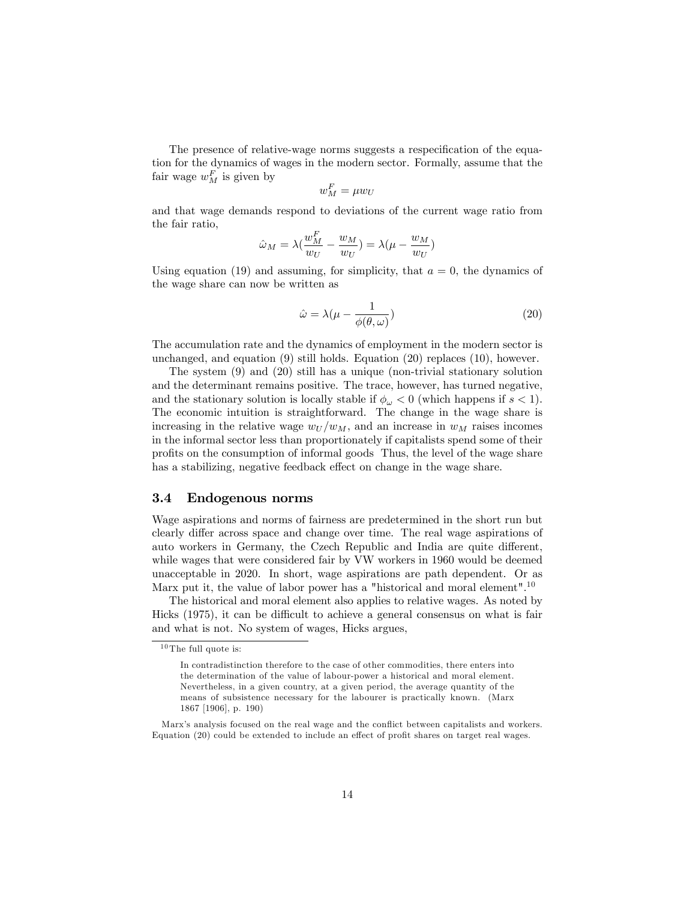The presence of relative-wage norms suggests a respecification of the equation for the dynamics of wages in the modern sector. Formally, assume that the fair wage $w_M^F$ is given by

$$w_M^F = \mu w_U$$

and that wage demands respond to deviations of the current wage ratio from the fair ratio,

$$\hat{\omega}_M = \lambda(\frac{w_M^F}{w_U} - \frac{w_M}{w_U}) = \lambda(\mu - \frac{w_M}{w_U})$$

Using equation (19) and assuming, for simplicity, that $a = 0$, the dynamics of the wage share can now be written as

$$\hat{\omega} = \lambda(\mu - \frac{1}{\phi(\theta, \omega)}) \tag{20}$$

The accumulation rate and the dynamics of employment in the modern sector is unchanged, and equation (9) still holds. Equation (20) replaces (10), however.

The system (9) and (20) still has a unique (non-trivial stationary solution and the determinant remains positive. The trace, however, has turned negative, and the stationary solution is locally stable if $\phi_\omega < 0$ (which happens if $s < 1$). The economic intuition is straightforward. The change in the wage share is increasing in the relative wage $w_U/w_M$, and an increase in $w_M$ raises incomes in the informal sector less than proportionately if capitalists spend some of their profits on the consumption of informal goods Thus, the level of the wage share has a stabilizing, negative feedback effect on change in the wage share.

### 3.4 Endogenous norms

Wage aspirations and norms of fairness are predetermined in the short run but clearly differ across space and change over time. The real wage aspirations of auto workers in Germany, the Czech Republic and India are quite different, while wages that were considered fair by VW workers in 1960 would be deemed unacceptable in 2020. In short, wage aspirations are path dependent. Or as Marx put it, the value of labor power has a "historical and moral element".[10]

The historical and moral element also applies to relative wages. As noted by Hicks (1975), it can be difficult to achieve a general consensus on what is fair and what is not. No system of wages, Hicks argues,

---

[10] The full quote is:

> In contradistinction therefore to the case of other commodities, there enters into the determination of the value of labour-power a historical and moral element. Nevertheless, in a given country, at a given period, the average quantity of the means of subsistence necessary for the labourer is practically known. (Marx 1867 [1906], p. 190)

Marx's analysis focused on the real wage and the conflict between capitalists and workers. Equation (20) could be extended to include an effect of profit shares on target real wages.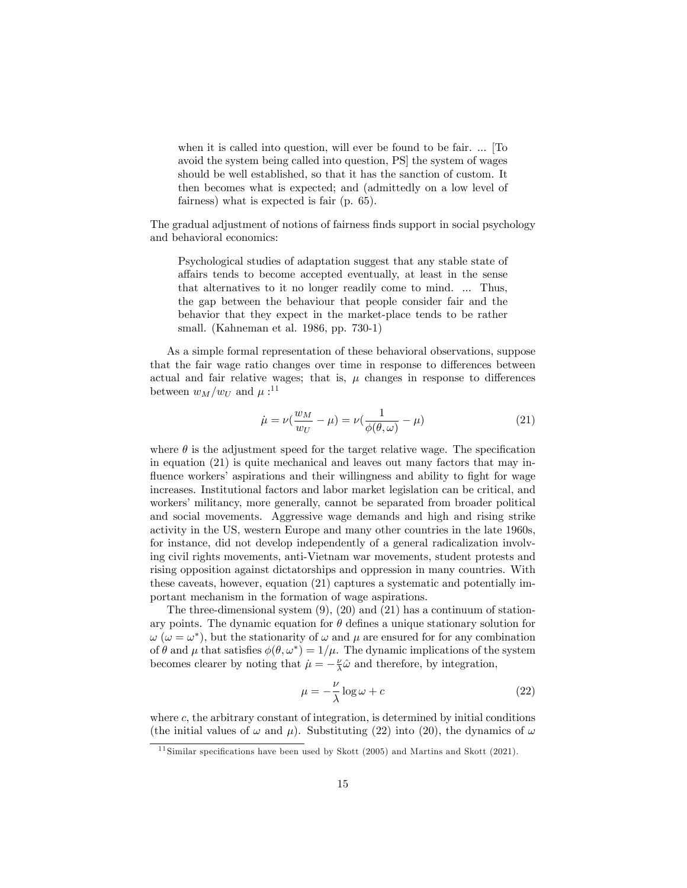> when it is called into question, will ever be found to be fair. ... [To avoid the system being called into question, PS] the system of wages should be well established, so that it has the sanction of custom. It then becomes what is expected; and (admittedly on a low level of fairness) what is expected is fair (p. 65).

The gradual adjustment of notions of fairness finds support in social psychology and behavioral economics:

> Psychological studies of adaptation suggest that any stable state of affairs tends to become accepted eventually, at least in the sense that alternatives to it no longer readily come to mind. ... Thus, the gap between the behaviour that people consider fair and the behavior that they expect in the market-place tends to be rather small. (Kahneman et al. 1986, pp. 730-1)

As a simple formal representation of these behavioral observations, suppose that the fair wage ratio changes over time in response to differences between actual and fair relative wages; that is, $\mu$ changes in response to differences between $w_M/w_U$ and $\mu$ :[11]

$$\dot{\mu} = \nu(\frac{w_M}{w_U} - \mu) = \nu(\frac{1}{\phi(\theta, \omega)} - \mu) \tag{21}$$

where $\theta$ is the adjustment speed for the target relative wage. The specification in equation (21) is quite mechanical and leaves out many factors that may influence workers' aspirations and their willingness and ability to fight for wage increases. Institutional factors and labor market legislation can be critical, and workers' militancy, more generally, cannot be separated from broader political and social movements. Aggressive wage demands and high and rising strike activity in the US, western Europe and many other countries in the late 1960s, for instance, did not develop independently of a general radicalization involving civil rights movements, anti-Vietnam war movements, student protests and rising opposition against dictatorships and oppression in many countries. With these caveats, however, equation (21) captures a systematic and potentially important mechanism in the formation of wage aspirations.

The three-dimensional system (9), (20) and (21) has a continuum of stationary points. The dynamic equation for $\theta$ defines a unique stationary solution for $\omega$ ($\omega = \omega^*$), but the stationarity of $\omega$ and $\mu$ are ensured for for any combination of $\theta$ and $\mu$ that satisfies $\phi(\theta, \omega^*) = 1/\mu$. The dynamic implications of the system becomes clearer by noting that $\dot{\mu} = -\frac{\nu}{\lambda}\hat{\omega}$ and therefore, by integration,

$$\mu = -\frac{\nu}{\lambda}\log \omega + c \tag{22}$$

where $c$, the arbitrary constant of integration, is determined by initial conditions (the initial values of $\omega$ and $\mu$). Substituting (22) into (20), the dynamics of $\omega$

[11] Similar specifications have been used by Skott (2005) and Martins and Skott (2021).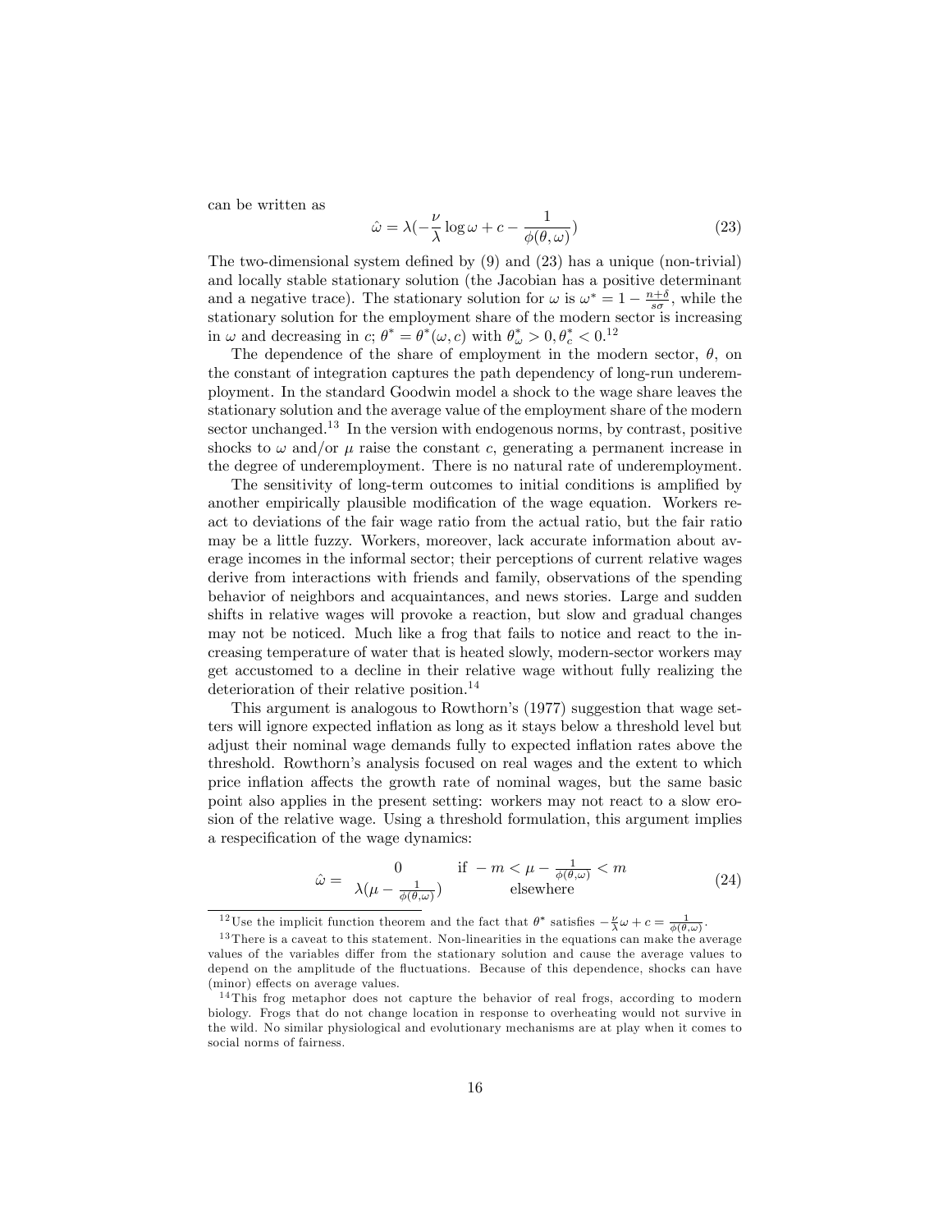can be written as

$$\hat{\omega} = \lambda(-\frac{\nu}{\lambda}\log\omega + c - \frac{1}{\phi(\theta,\omega)}) \tag{23}$$

The two-dimensional system defined by (9) and (23) has a unique (non-trivial) and locally stable stationary solution (the Jacobian has a positive determinant and a negative trace). The stationary solution for $\omega$ is $\omega^* = 1 - \frac{n+\delta}{s\sigma}$, while the stationary solution for the employment share of the modern sector is increasing in $\omega$ and decreasing in $c$; $\theta^* = \theta^*(\omega, c)$ with $\theta^*_\omega > 0, \theta^*_c < 0$.[12]

The dependence of the share of employment in the modern sector, $\theta$, on the constant of integration captures the path dependency of long-run underemployment. In the standard Goodwin model a shock to the wage share leaves the stationary solution and the average value of the employment share of the modern sector unchanged.[13] In the version with endogenous norms, by contrast, positive shocks to $\omega$ and/or $\mu$ raise the constant $c$, generating a permanent increase in the degree of underemployment. There is no natural rate of underemployment.

The sensitivity of long-term outcomes to initial conditions is amplified by another empirically plausible modification of the wage equation. Workers react to deviations of the fair wage ratio from the actual ratio, but the fair ratio may be a little fuzzy. Workers, moreover, lack accurate information about average incomes in the informal sector; their perceptions of current relative wages derive from interactions with friends and family, observations of the spending behavior of neighbors and acquaintances, and news stories. Large and sudden shifts in relative wages will provoke a reaction, but slow and gradual changes may not be noticed. Much like a frog that fails to notice and react to the increasing temperature of water that is heated slowly, modern-sector workers may get accustomed to a decline in their relative wage without fully realizing the deterioration of their relative position.[14]

This argument is analogous to Rowthorn's (1977) suggestion that wage setters will ignore expected inflation as long as it stays below a threshold level but adjust their nominal wage demands fully to expected inflation rates above the threshold. Rowthorn's analysis focused on real wages and the extent to which price inflation affects the growth rate of nominal wages, but the same basic point also applies in the present setting: workers may not react to a slow erosion of the relative wage. Using a threshold formulation, this argument implies a respecification of the wage dynamics:

$$\hat{\omega} = \begin{cases} 0 & \text{if } -m < \mu - \frac{1}{\phi(\theta,\omega)} < m \\ \lambda(\mu - \frac{1}{\phi(\theta,\omega)}) & \text{elsewhere} \end{cases} \tag{24}$$

---

[12] Use the implicit function theorem and the fact that $\theta^*$ satisfies $-\frac{\nu}{\lambda}\omega + c = \frac{1}{\phi(\theta,\omega)}$.

[13] There is a caveat to this statement. Non-linearities in the equations can make the average values of the variables differ from the stationary solution and cause the average values to depend on the amplitude of the fluctuations. Because of this dependence, shocks can have (minor) effects on average values.

[14] This frog metaphor does not capture the behavior of real frogs, according to modern biology. Frogs that do not change location in response to overheating would not survive in the wild. No similar physiological and evolutionary mechanisms are at play when it comes to social norms of fairness.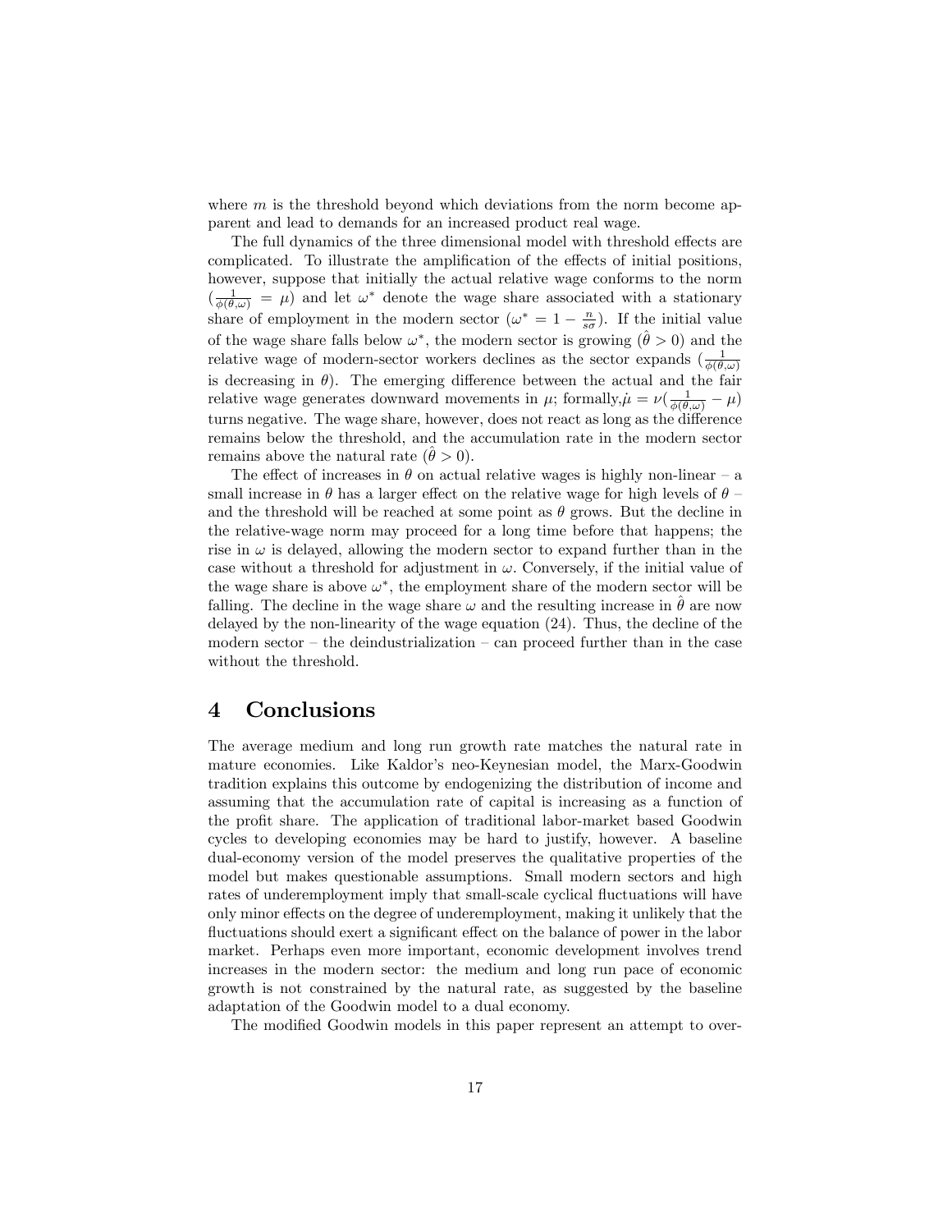where $m$ is the threshold beyond which deviations from the norm become apparent and lead to demands for an increased product real wage.

The full dynamics of the three dimensional model with threshold effects are complicated. To illustrate the amplification of the effects of initial positions, however, suppose that initially the actual relative wage conforms to the norm ($\frac{1}{\phi(\theta,\omega)} = \mu$) and let $\omega^*$ denote the wage share associated with a stationary share of employment in the modern sector ($\omega^* = 1 - \frac{n}{s\sigma}$). If the initial value of the wage share falls below $\omega^*$, the modern sector is growing ($\hat{\theta} > 0$) and the relative wage of modern-sector workers declines as the sector expands ($\frac{1}{\phi(\theta,\omega)}$ is decreasing in $\theta$). The emerging difference between the actual and the fair relative wage generates downward movements in $\mu$; formally,$\dot{\mu} = \nu(\frac{1}{\phi(\theta,\omega)} - \mu)$ turns negative. The wage share, however, does not react as long as the difference remains below the threshold, and the accumulation rate in the modern sector remains above the natural rate ($\hat{\theta} > 0$).

The effect of increases in $\theta$ on actual relative wages is highly non-linear – a small increase in $\theta$ has a larger effect on the relative wage for high levels of $\theta$ – and the threshold will be reached at some point as $\theta$ grows. But the decline in the relative-wage norm may proceed for a long time before that happens; the rise in $\omega$ is delayed, allowing the modern sector to expand further than in the case without a threshold for adjustment in $\omega$. Conversely, if the initial value of the wage share is above $\omega^*$, the employment share of the modern sector will be falling. The decline in the wage share $\omega$ and the resulting increase in $\hat{\theta}$ are now delayed by the non-linearity of the wage equation (24). Thus, the decline of the modern sector – the deindustrialization – can proceed further than in the case without the threshold.

## 4 Conclusions

The average medium and long run growth rate matches the natural rate in mature economies. Like Kaldor's neo-Keynesian model, the Marx-Goodwin tradition explains this outcome by endogenizing the distribution of income and assuming that the accumulation rate of capital is increasing as a function of the profit share. The application of traditional labor-market based Goodwin cycles to developing economies may be hard to justify, however. A baseline dual-economy version of the model preserves the qualitative properties of the model but makes questionable assumptions. Small modern sectors and high rates of underemployment imply that small-scale cyclical fluctuations will have only minor effects on the degree of underemployment, making it unlikely that the fluctuations should exert a significant effect on the balance of power in the labor market. Perhaps even more important, economic development involves trend increases in the modern sector: the medium and long run pace of economic growth is not constrained by the natural rate, as suggested by the baseline adaptation of the Goodwin model to a dual economy.

The modified Goodwin models in this paper represent an attempt to over-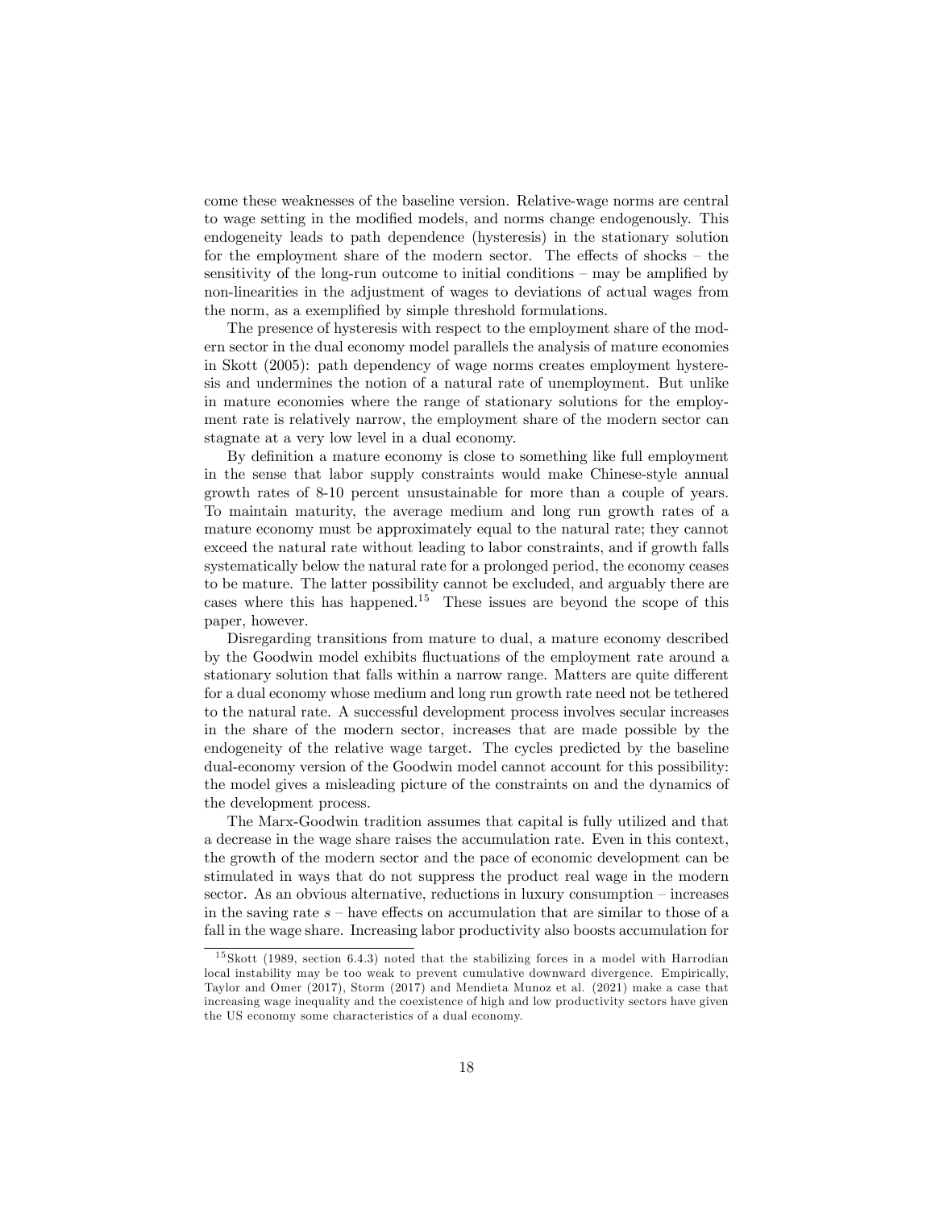come these weaknesses of the baseline version. Relative-wage norms are central to wage setting in the modified models, and norms change endogenously. This endogeneity leads to path dependence (hysteresis) in the stationary solution for the employment share of the modern sector. The effects of shocks – the sensitivity of the long-run outcome to initial conditions – may be amplified by non-linearities in the adjustment of wages to deviations of actual wages from the norm, as a exemplified by simple threshold formulations.

The presence of hysteresis with respect to the employment share of the modern sector in the dual economy model parallels the analysis of mature economies in Skott (2005): path dependency of wage norms creates employment hysteresis and undermines the notion of a natural rate of unemployment. But unlike in mature economies where the range of stationary solutions for the employment rate is relatively narrow, the employment share of the modern sector can stagnate at a very low level in a dual economy.

By definition a mature economy is close to something like full employment in the sense that labor supply constraints would make Chinese-style annual growth rates of 8-10 percent unsustainable for more than a couple of years. To maintain maturity, the average medium and long run growth rates of a mature economy must be approximately equal to the natural rate; they cannot exceed the natural rate without leading to labor constraints, and if growth falls systematically below the natural rate for a prolonged period, the economy ceases to be mature. The latter possibility cannot be excluded, and arguably there are cases where this has happened.[15] These issues are beyond the scope of this paper, however.

Disregarding transitions from mature to dual, a mature economy described by the Goodwin model exhibits fluctuations of the employment rate around a stationary solution that falls within a narrow range. Matters are quite different for a dual economy whose medium and long run growth rate need not be tethered to the natural rate. A successful development process involves secular increases in the share of the modern sector, increases that are made possible by the endogeneity of the relative wage target. The cycles predicted by the baseline dual-economy version of the Goodwin model cannot account for this possibility: the model gives a misleading picture of the constraints on and the dynamics of the development process.

The Marx-Goodwin tradition assumes that capital is fully utilized and that a decrease in the wage share raises the accumulation rate. Even in this context, the growth of the modern sector and the pace of economic development can be stimulated in ways that do not suppress the product real wage in the modern sector. As an obvious alternative, reductions in luxury consumption – increases in the saving rate $s$ – have effects on accumulation that are similar to those of a fall in the wage share. Increasing labor productivity also boosts accumulation for

[15] Skott (1989, section 6.4.3) noted that the stabilizing forces in a model with Harrodian local instability may be too weak to prevent cumulative downward divergence. Empirically, Taylor and Omer (2017), Storm (2017) and Mendieta Munoz et al. (2021) make a case that increasing wage inequality and the coexistence of high and low productivity sectors have given the US economy some characteristics of a dual economy.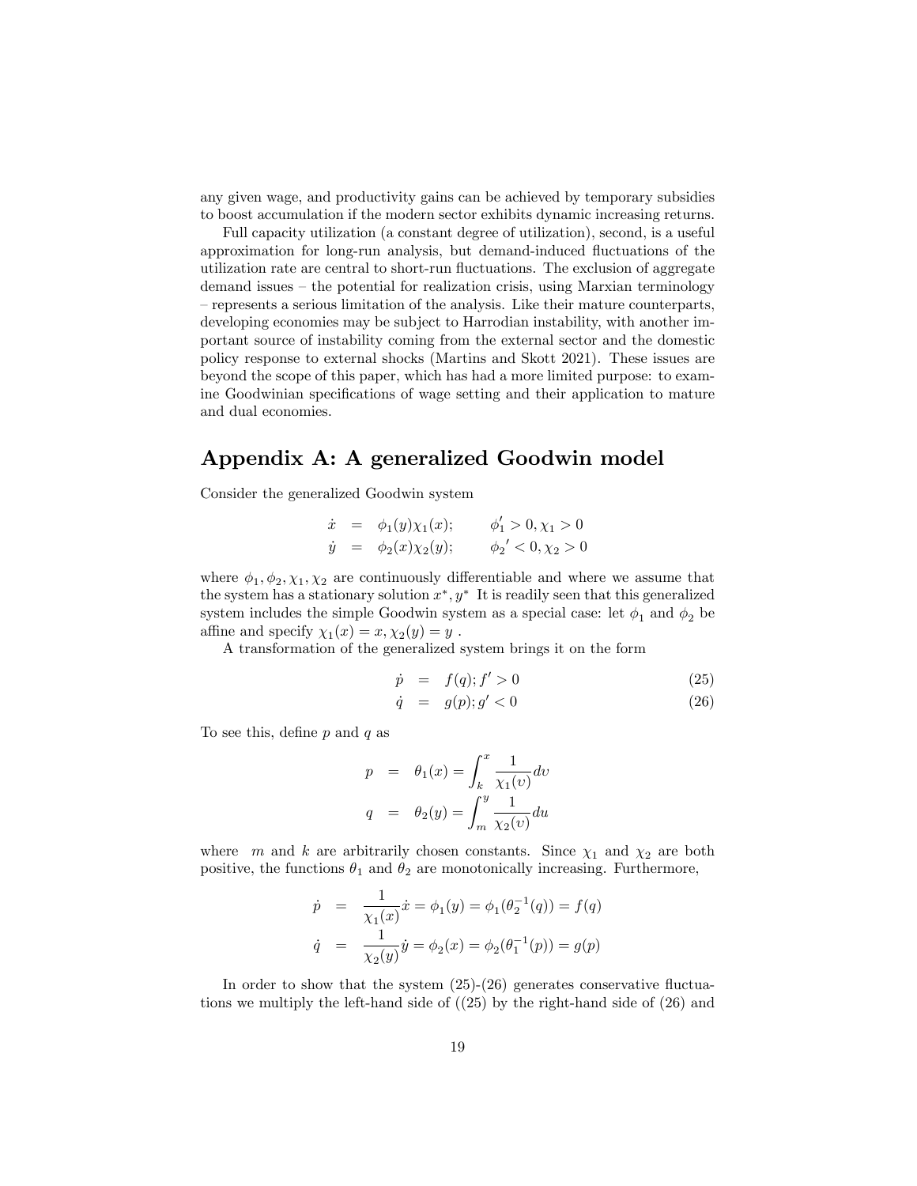any given wage, and productivity gains can be achieved by temporary subsidies to boost accumulation if the modern sector exhibits dynamic increasing returns.

Full capacity utilization (a constant degree of utilization), second, is a useful approximation for long-run analysis, but demand-induced fluctuations of the utilization rate are central to short-run fluctuations. The exclusion of aggregate demand issues – the potential for realization crisis, using Marxian terminology – represents a serious limitation of the analysis. Like their mature counterparts, developing economies may be subject to Harrodian instability, with another important source of instability coming from the external sector and the domestic policy response to external shocks (Martins and Skott 2021). These issues are beyond the scope of this paper, which has had a more limited purpose: to examine Goodwinian specifications of wage setting and their application to mature and dual economies.

## Appendix A: A generalized Goodwin model

Consider the generalized Goodwin system

$$
\begin{aligned}
\dot{x} &= \phi_1(y)\chi_1(x); \qquad \phi_1' > 0, \chi_1 > 0 \\
\dot{y} &= \phi_2(x)\chi_2(y); \qquad {\phi_2}' < 0, \chi_2 > 0
\end{aligned}
$$

where $\phi_1, \phi_2, \chi_1, \chi_2$ are continuously differentiable and where we assume that the system has a stationary solution $x^*, y^*$ It is readily seen that this generalized system includes the simple Goodwin system as a special case: let $\phi_1$ and $\phi_2$ be affine and specify $\chi_1(x) = x, \chi_2(y) = y$ .

A transformation of the generalized system brings it on the form

$$
\dot{p} = f(q); f' > 0 \tag{25}
$$

$$
\dot{q} = g(p); g' < 0 \tag{26}
$$

To see this, define $p$ and $q$ as

$$
\begin{aligned}
p &= \theta_1(x) = \int_k^x \frac{1}{\chi_1(\upsilon)} d\upsilon \\
q &= \theta_2(y) = \int_m^y \frac{1}{\chi_2(\upsilon)} du
\end{aligned}
$$

where $m$ and $k$ are arbitrarily chosen constants. Since $\chi_1$ and $\chi_2$ are both positive, the functions $\theta_1$ and $\theta_2$ are monotonically increasing. Furthermore,

$$
\begin{aligned}
\dot{p} &= \frac{1}{\chi_1(x)}\dot{x} = \phi_1(y) = \phi_1(\theta_2^{-1}(q)) = f(q) \\
\dot{q} &= \frac{1}{\chi_2(y)}\dot{y} = \phi_2(x) = \phi_2(\theta_1^{-1}(p)) = g(p)
\end{aligned}
$$

In order to show that the system (25)-(26) generates conservative fluctuations we multiply the left-hand side of ((25) by the right-hand side of (26) and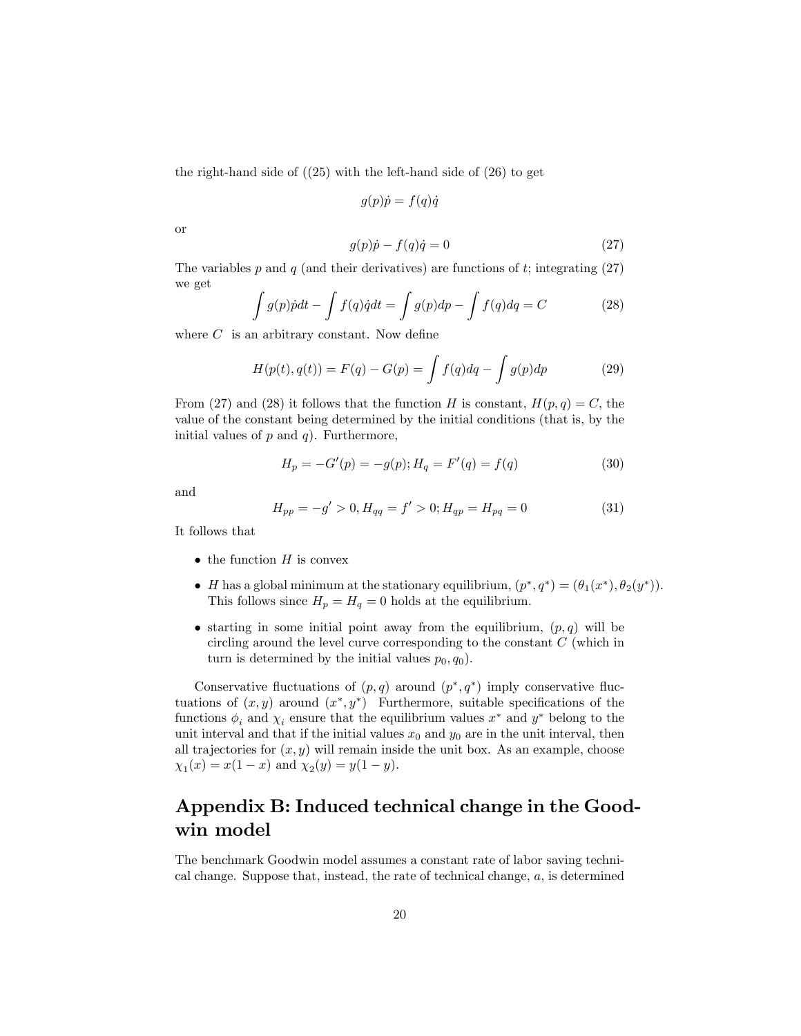the right-hand side of ((25) with the left-hand side of (26) to get

$$g(p)\dot{p} = f(q)\dot{q}$$

or

$$g(p)\dot{p} - f(q)\dot{q} = 0 \tag{27}$$

The variables $p$ and $q$ (and their derivatives) are functions of $t$; integrating (27) we get

$$\int g(p)\dot{p}dt - \int f(q)\dot{q}dt = \int g(p)dp - \int f(q)dq = C \tag{28}$$

where $C$ is an arbitrary constant. Now define

$$H(p(t), q(t)) = F(q) - G(p) = \int f(q)dq - \int g(p)dp \tag{29}$$

From (27) and (28) it follows that the function $H$ is constant, $H(p, q) = C$, the value of the constant being determined by the initial conditions (that is, by the initial values of $p$ and $q$). Furthermore,

$$H_p = -G'(p) = -g(p); H_q = F'(q) = f(q) \tag{30}$$

and

$$H_{pp} = -g' > 0, H_{qq} = f' > 0; H_{qp} = H_{pq} = 0 \tag{31}$$

It follows that

- the function $H$ is convex
- $H$ has a global minimum at the stationary equilibrium, $(p^*, q^*) = (\theta_1(x^*), \theta_2(y^*))$. This follows since $H_p = H_q = 0$ holds at the equilibrium.
- starting in some initial point away from the equilibrium, $(p, q)$ will be circling around the level curve corresponding to the constant $C$ (which in turn is determined by the initial values $p_0, q_0$).

Conservative fluctuations of $(p, q)$ around $(p^*, q^*)$ imply conservative fluctuations of $(x, y)$ around $(x^*, y^*)$ Furthermore, suitable specifications of the functions $\phi_i$ and $\chi_i$ ensure that the equilibrium values $x^*$ and $y^*$ belong to the unit interval and that if the initial values $x_0$ and $y_0$ are in the unit interval, then all trajectories for $(x, y)$ will remain inside the unit box. As an example, choose $\chi_1(x) = x(1 - x)$ and $\chi_2(y) = y(1 - y)$.

## Appendix B: Induced technical change in the Goodwin model

The benchmark Goodwin model assumes a constant rate of labor saving technical change. Suppose that, instead, the rate of technical change, $a$, is determined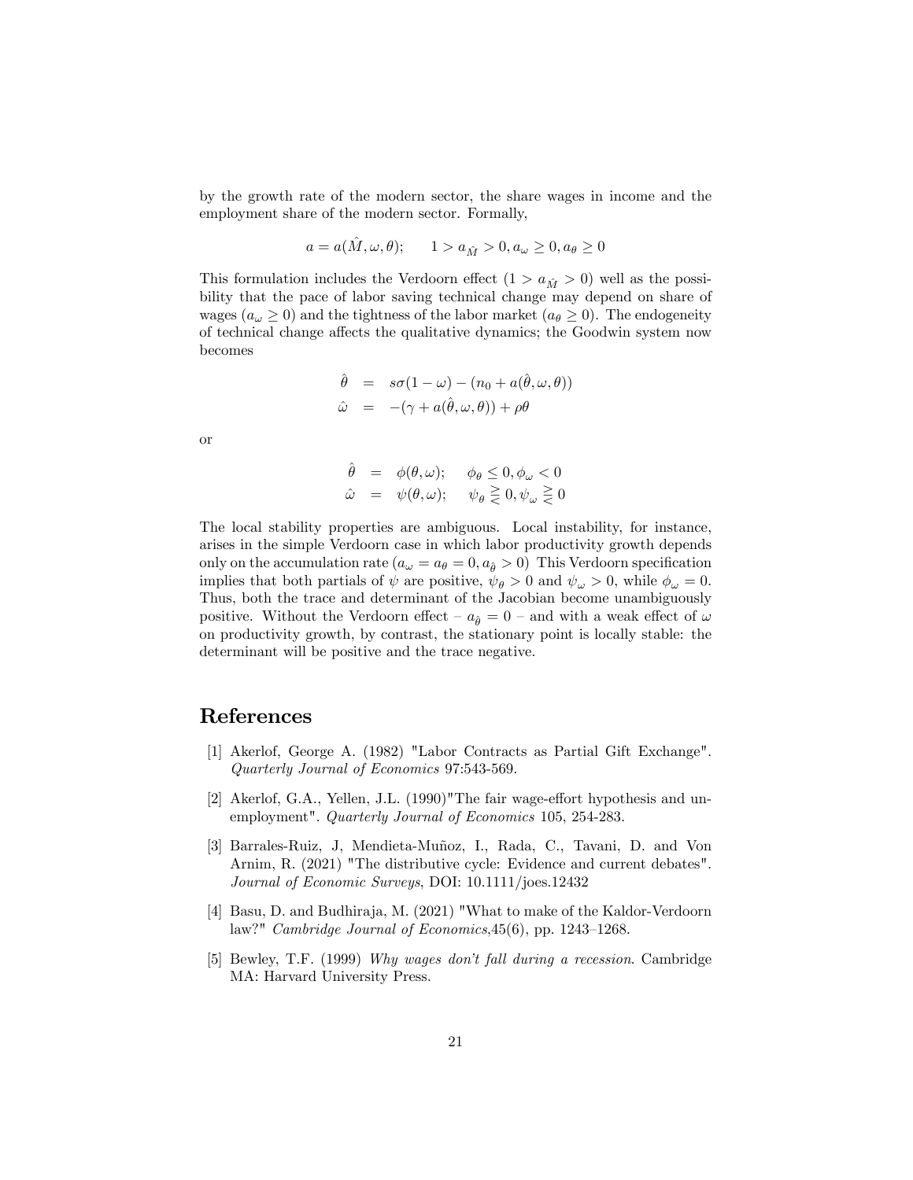by the growth rate of the modern sector, the share wages in income and the employment share of the modern sector. Formally,

$$a = a(\hat{M}, \omega, \theta); \qquad 1 > a_{\hat{M}} > 0, a_\omega \geq 0, a_\theta \geq 0$$

This formulation includes the Verdoorn effect ($1 > a_{\hat{M}} > 0$) well as the possibility that the pace of labor saving technical change may depend on share of wages ($a_\omega \geq 0$) and the tightness of the labor market ($a_\theta \geq 0$). The endogeneity of technical change affects the qualitative dynamics; the Goodwin system now becomes

$$\begin{aligned}
\hat{\theta} &= s\sigma(1-\omega) - (n_0 + a(\hat{\theta}, \omega, \theta)) \\
\hat{\omega} &= -(\gamma + a(\hat{\theta}, \omega, \theta)) + \rho\theta
\end{aligned}$$

or

$$\begin{aligned}
\hat{\theta} &= \phi(\theta, \omega); \quad \phi_\theta \leq 0, \phi_\omega < 0 \\
\hat{\omega} &= \psi(\theta, \omega); \quad \psi_\theta \gtreqless 0, \psi_\omega \gtreqless 0
\end{aligned}$$

The local stability properties are ambiguous. Local instability, for instance, arises in the simple Verdoorn case in which labor productivity growth depends only on the accumulation rate ($a_\omega = a_\theta = 0, a_{\hat{\theta}} > 0$) This Verdoorn specification implies that both partials of $\psi$ are positive, $\psi_\theta > 0$ and $\psi_\omega > 0$, while $\phi_\omega = 0$. Thus, both the trace and determinant of the Jacobian become unambiguously positive. Without the Verdoorn effect – $a_{\hat{\theta}} = 0$ – and with a weak effect of $\omega$ on productivity growth, by contrast, the stationary point is locally stable: the determinant will be positive and the trace negative.

# References

[1] Akerlof, George A. (1982) "Labor Contracts as Partial Gift Exchange". *Quarterly Journal of Economics* 97:543-569.

[2] Akerlof, G.A., Yellen, J.L. (1990)"The fair wage-effort hypothesis and unemployment". *Quarterly Journal of Economics* 105, 254-283.

[3] Barrales-Ruiz, J, Mendieta-Muñoz, I., Rada, C., Tavani, D. and Von Arnim, R. (2021) "The distributive cycle: Evidence and current debates". *Journal of Economic Surveys*, DOI: 10.1111/joes.12432

[4] Basu, D. and Budhiraja, M. (2021) "What to make of the Kaldor-Verdoorn law?" *Cambridge Journal of Economics*,45(6), pp. 1243–1268.

[5] Bewley, T.F. (1999) *Why wages don't fall during a recession*. Cambridge MA: Harvard University Press.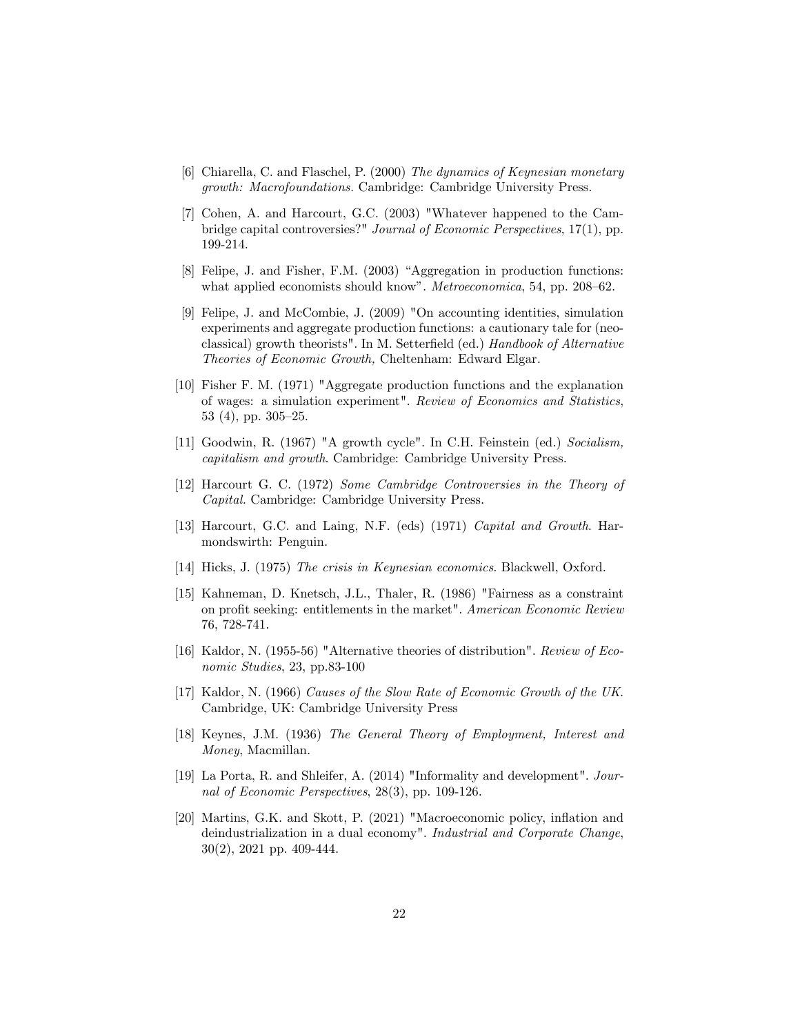[6] Chiarella, C. and Flaschel, P. (2000) *The dynamics of Keynesian monetary growth: Macrofoundations.* Cambridge: Cambridge University Press.

[7] Cohen, A. and Harcourt, G.C. (2003) "Whatever happened to the Cambridge capital controversies?" *Journal of Economic Perspectives*, 17(1), pp. 199-214.

[8] Felipe, J. and Fisher, F.M. (2003) "Aggregation in production functions: what applied economists should know". *Metroeconomica*, 54, pp. 208–62.

[9] Felipe, J. and McCombie, J. (2009) "On accounting identities, simulation experiments and aggregate production functions: a cautionary tale for (neoclassical) growth theorists". In M. Setterfield (ed.) *Handbook of Alternative Theories of Economic Growth,* Cheltenham: Edward Elgar.

[10] Fisher F. M. (1971) "Aggregate production functions and the explanation of wages: a simulation experiment". *Review of Economics and Statistics*, 53 (4), pp. 305–25.

[11] Goodwin, R. (1967) "A growth cycle". In C.H. Feinstein (ed.) *Socialism, capitalism and growth*. Cambridge: Cambridge University Press.

[12] Harcourt G. C. (1972) *Some Cambridge Controversies in the Theory of Capital*. Cambridge: Cambridge University Press.

[13] Harcourt, G.C. and Laing, N.F. (eds) (1971) *Capital and Growth*. Harmondswirth: Penguin.

[14] Hicks, J. (1975) *The crisis in Keynesian economics*. Blackwell, Oxford.

[15] Kahneman, D. Knetsch, J.L., Thaler, R. (1986) "Fairness as a constraint on profit seeking: entitlements in the market". *American Economic Review* 76, 728-741.

[16] Kaldor, N. (1955-56) "Alternative theories of distribution". *Review of Economic Studies*, 23, pp.83-100

[17] Kaldor, N. (1966) *Causes of the Slow Rate of Economic Growth of the UK*. Cambridge, UK: Cambridge University Press

[18] Keynes, J.M. (1936) *The General Theory of Employment, Interest and Money*, Macmillan.

[19] La Porta, R. and Shleifer, A. (2014) "Informality and development". *Journal of Economic Perspectives*, 28(3), pp. 109-126.

[20] Martins, G.K. and Skott, P. (2021) "Macroeconomic policy, inflation and deindustrialization in a dual economy". *Industrial and Corporate Change*, 30(2), 2021 pp. 409-444.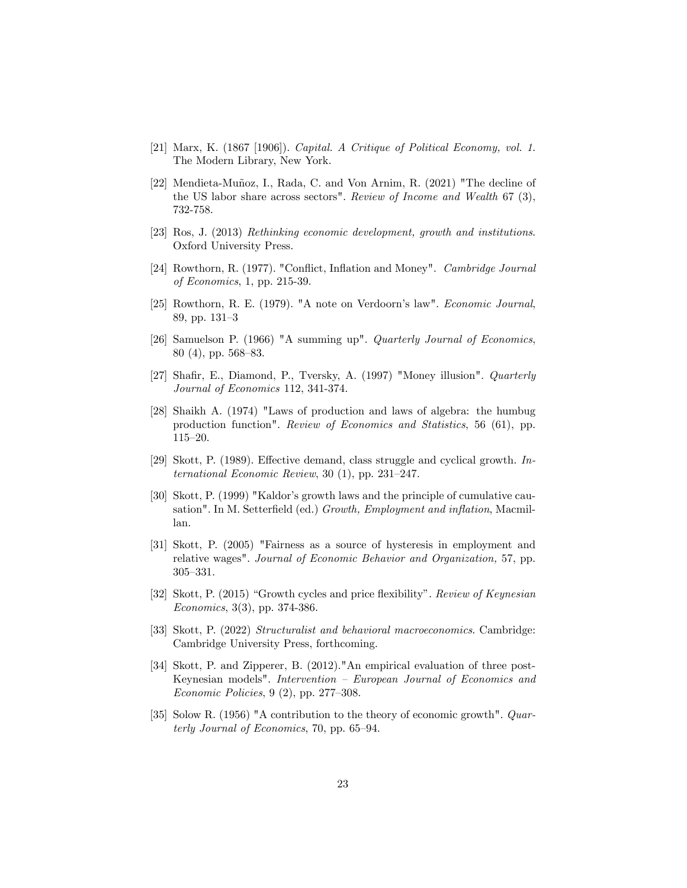[21] Marx, K. (1867 [1906]). *Capital. A Critique of Political Economy, vol. 1.* The Modern Library, New York.

[22] Mendieta-Muñoz, I., Rada, C. and Von Arnim, R. (2021) "The decline of the US labor share across sectors". *Review of Income and Wealth* 67 (3), 732-758.

[23] Ros, J. (2013) *Rethinking economic development, growth and institutions*. Oxford University Press.

[24] Rowthorn, R. (1977). "Conflict, Inflation and Money". *Cambridge Journal of Economics*, 1, pp. 215-39.

[25] Rowthorn, R. E. (1979). "A note on Verdoorn's law". *Economic Journal*, 89, pp. 131–3

[26] Samuelson P. (1966) "A summing up". *Quarterly Journal of Economics*, 80 (4), pp. 568–83.

[27] Shafir, E., Diamond, P., Tversky, A. (1997) "Money illusion". *Quarterly Journal of Economics* 112, 341-374.

[28] Shaikh A. (1974) "Laws of production and laws of algebra: the humbug production function". *Review of Economics and Statistics*, 56 (61), pp. 115–20.

[29] Skott, P. (1989). Effective demand, class struggle and cyclical growth. *International Economic Review*, 30 (1), pp. 231–247.

[30] Skott, P. (1999) "Kaldor's growth laws and the principle of cumulative causation". In M. Setterfield (ed.) *Growth, Employment and inflation*, Macmillan.

[31] Skott, P. (2005) "Fairness as a source of hysteresis in employment and relative wages". *Journal of Economic Behavior and Organization,* 57, pp. 305–331.

[32] Skott, P. (2015) "Growth cycles and price flexibility". *Review of Keynesian Economics*, 3(3), pp. 374-386.

[33] Skott, P. (2022) *Structuralist and behavioral macroeconomics*. Cambridge: Cambridge University Press, forthcoming.

[34] Skott, P. and Zipperer, B. (2012)."An empirical evaluation of three post-Keynesian models". *Intervention – European Journal of Economics and Economic Policies*, 9 (2), pp. 277–308.

[35] Solow R. (1956) "A contribution to the theory of economic growth". *Quarterly Journal of Economics*, 70, pp. 65–94.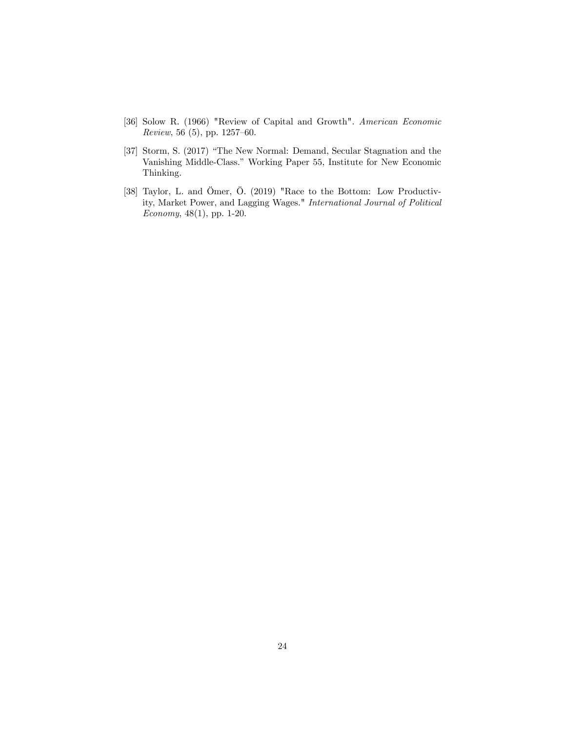[36] Solow R. (1966) "Review of Capital and Growth". *American Economic Review*, 56 (5), pp. 1257–60.

[37] Storm, S. (2017) "The New Normal: Demand, Secular Stagnation and the Vanishing Middle-Class." Working Paper 55, Institute for New Economic Thinking.

[38] Taylor, L. and Ömer, Ö. (2019) "Race to the Bottom: Low Productivity, Market Power, and Lagging Wages." *International Journal of Political Economy*, 48(1), pp. 1-20.